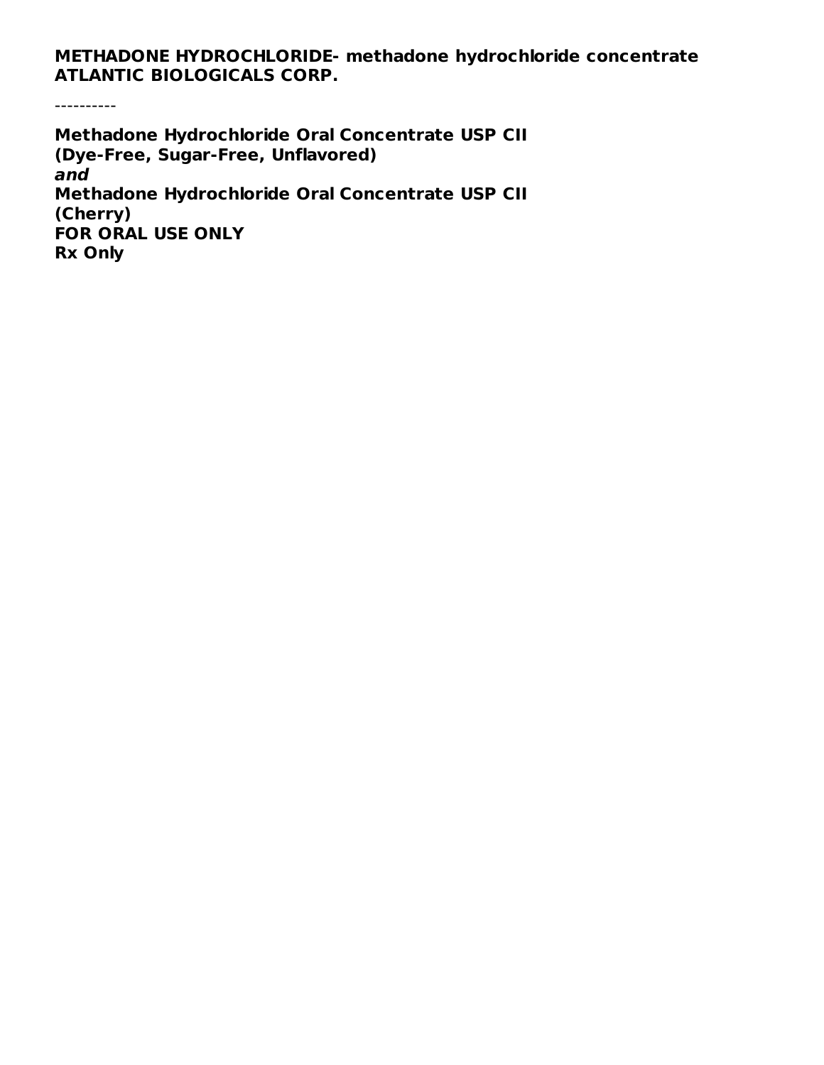**METHADONE HYDROCHLORIDE- methadone hydrochloride concentrate**
**ATLANTIC BIOLOGICALS CORP.**

----------

**Methadone Hydrochloride Oral Concentrate USP CII**
**(Dye-Free, Sugar-Free, Unflavored)**
***and***
**Methadone Hydrochloride Oral Concentrate USP CII**
**(Cherry)**
**FOR ORAL USE ONLY**
**Rx Only**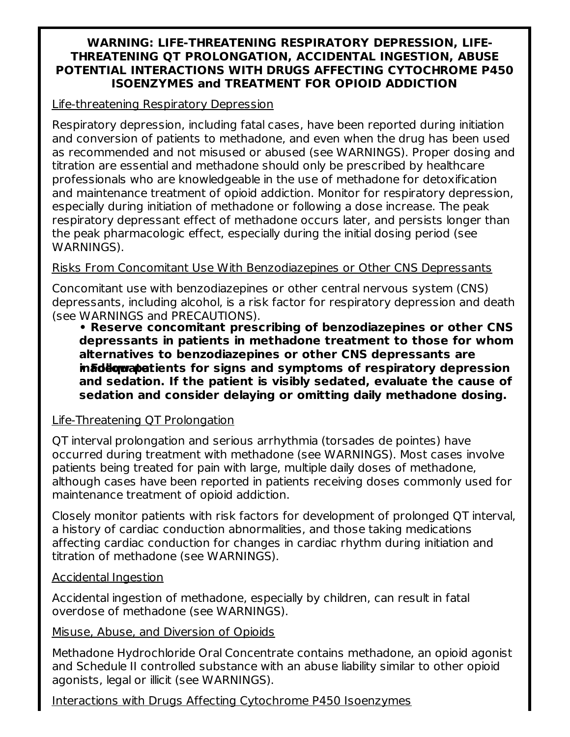**WARNING: LIFE-THREATENING RESPIRATORY DEPRESSION, LIFE-THREATENING QT PROLONGATION, ACCIDENTAL INGESTION, ABUSE POTENTIAL INTERACTIONS WITH DRUGS AFFECTING CYTOCHROME P450 ISOENZYMES and TREATMENT FOR OPIOID ADDICTION**

Life-threatening Respiratory Depression

Respiratory depression, including fatal cases, have been reported during initiation and conversion of patients to methadone, and even when the drug has been used as recommended and not misused or abused (see WARNINGS). Proper dosing and titration are essential and methadone should only be prescribed by healthcare professionals who are knowledgeable in the use of methadone for detoxification and maintenance treatment of opioid addiction. Monitor for respiratory depression, especially during initiation of methadone or following a dose increase. The peak respiratory depressant effect of methadone occurs later, and persists longer than the peak pharmacologic effect, especially during the initial dosing period (see WARNINGS).

Risks From Concomitant Use With Benzodiazepines or Other CNS Depressants

Concomitant use with benzodiazepines or other central nervous system (CNS) depressants, including alcohol, is a risk factor for respiratory depression and death (see WARNINGS and PRECAUTIONS).

- **Reserve concomitant prescribing of benzodiazepines or other CNS depressants in patients in methadone treatment to those for whom alternatives to benzodiazepines or other CNS depressants are inadequate.**
- **Follow patients for signs and symptoms of respiratory depression and sedation. If the patient is visibly sedated, evaluate the cause of sedation and consider delaying or omitting daily methadone dosing.**

Life-Threatening QT Prolongation

QT interval prolongation and serious arrhythmia (torsades de pointes) have occurred during treatment with methadone (see WARNINGS). Most cases involve patients being treated for pain with large, multiple daily doses of methadone, although cases have been reported in patients receiving doses commonly used for maintenance treatment of opioid addiction.

Closely monitor patients with risk factors for development of prolonged QT interval, a history of cardiac conduction abnormalities, and those taking medications affecting cardiac conduction for changes in cardiac rhythm during initiation and titration of methadone (see WARNINGS).

Accidental Ingestion

Accidental ingestion of methadone, especially by children, can result in fatal overdose of methadone (see WARNINGS).

Misuse, Abuse, and Diversion of Opioids

Methadone Hydrochloride Oral Concentrate contains methadone, an opioid agonist and Schedule II controlled substance with an abuse liability similar to other opioid agonists, legal or illicit (see WARNINGS).

Interactions with Drugs Affecting Cytochrome P450 Isoenzymes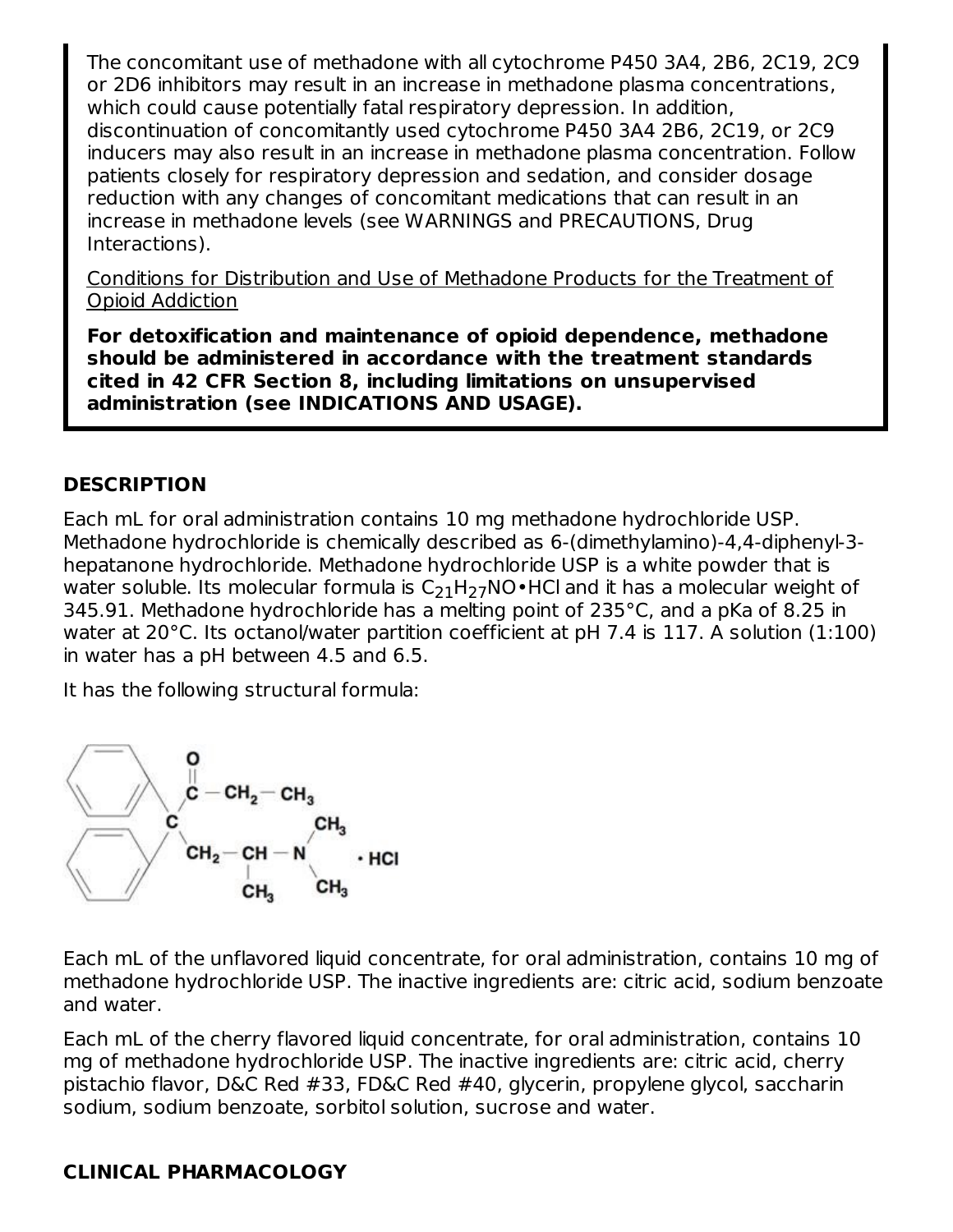The concomitant use of methadone with all cytochrome P450 3A4, 2B6, 2C19, 2C9 or 2D6 inhibitors may result in an increase in methadone plasma concentrations, which could cause potentially fatal respiratory depression. In addition, discontinuation of concomitantly used cytochrome P450 3A4 2B6, 2C19, or 2C9 inducers may also result in an increase in methadone plasma concentration. Follow patients closely for respiratory depression and sedation, and consider dosage reduction with any changes of concomitant medications that can result in an increase in methadone levels (see WARNINGS and PRECAUTIONS, Drug Interactions).

Conditions for Distribution and Use of Methadone Products for the Treatment of Opioid Addiction

**For detoxification and maintenance of opioid dependence, methadone should be administered in accordance with the treatment standards cited in 42 CFR Section 8, including limitations on unsupervised administration (see INDICATIONS AND USAGE).**

## DESCRIPTION

Each mL for oral administration contains 10 mg methadone hydrochloride USP. Methadone hydrochloride is chemically described as 6-(dimethylamino)-4,4-diphenyl-3-hepatanone hydrochloride. Methadone hydrochloride USP is a white powder that is water soluble. Its molecular formula is $C_{21}H_{27}NO•HCl$ and it has a molecular weight of 345.91. Methadone hydrochloride has a melting point of 235°C, and a pKa of 8.25 in water at 20°C. Its octanol/water partition coefficient at pH 7.4 is 117. A solution (1:100) in water has a pH between 4.5 and 6.5.

It has the following structural formula:

Each mL of the unflavored liquid concentrate, for oral administration, contains 10 mg of methadone hydrochloride USP. The inactive ingredients are: citric acid, sodium benzoate and water.

Each mL of the cherry flavored liquid concentrate, for oral administration, contains 10 mg of methadone hydrochloride USP. The inactive ingredients are: citric acid, cherry pistachio flavor, D&C Red #33, FD&C Red #40, glycerin, propylene glycol, saccharin sodium, sodium benzoate, sorbitol solution, sucrose and water.

## CLINICAL PHARMACOLOGY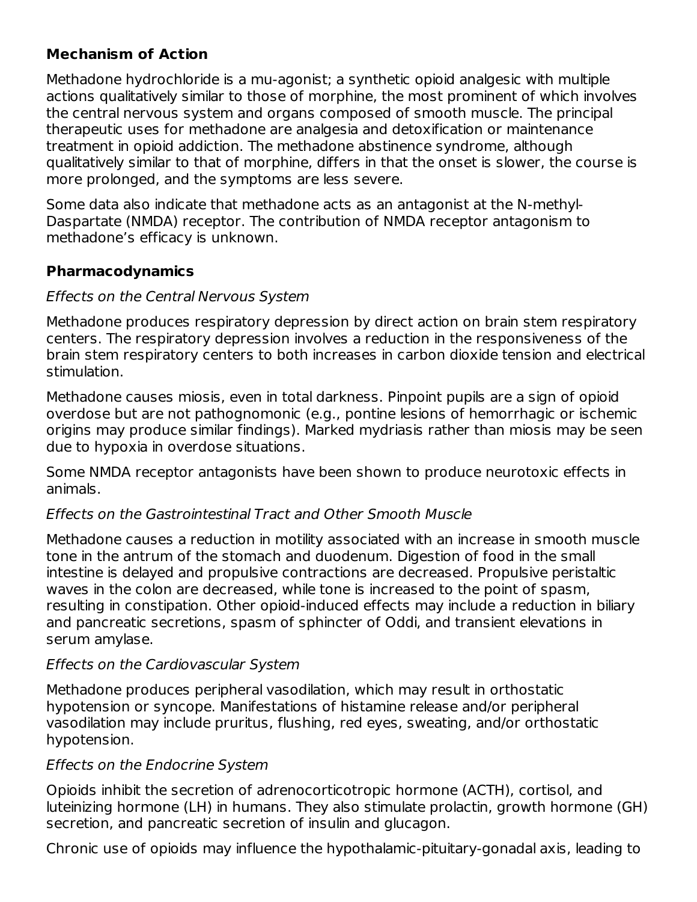**Mechanism of Action**

Methadone hydrochloride is a mu-agonist; a synthetic opioid analgesic with multiple actions qualitatively similar to those of morphine, the most prominent of which involves the central nervous system and organs composed of smooth muscle. The principal therapeutic uses for methadone are analgesia and detoxification or maintenance treatment in opioid addiction. The methadone abstinence syndrome, although qualitatively similar to that of morphine, differs in that the onset is slower, the course is more prolonged, and the symptoms are less severe.

Some data also indicate that methadone acts as an antagonist at the N-methyl-Daspartate (NMDA) receptor. The contribution of NMDA receptor antagonism to methadone's efficacy is unknown.

**Pharmacodynamics**

*Effects on the Central Nervous System*

Methadone produces respiratory depression by direct action on brain stem respiratory centers. The respiratory depression involves a reduction in the responsiveness of the brain stem respiratory centers to both increases in carbon dioxide tension and electrical stimulation.

Methadone causes miosis, even in total darkness. Pinpoint pupils are a sign of opioid overdose but are not pathognomonic (e.g., pontine lesions of hemorrhagic or ischemic origins may produce similar findings). Marked mydriasis rather than miosis may be seen due to hypoxia in overdose situations.

Some NMDA receptor antagonists have been shown to produce neurotoxic effects in animals.

*Effects on the Gastrointestinal Tract and Other Smooth Muscle*

Methadone causes a reduction in motility associated with an increase in smooth muscle tone in the antrum of the stomach and duodenum. Digestion of food in the small intestine is delayed and propulsive contractions are decreased. Propulsive peristaltic waves in the colon are decreased, while tone is increased to the point of spasm, resulting in constipation. Other opioid-induced effects may include a reduction in biliary and pancreatic secretions, spasm of sphincter of Oddi, and transient elevations in serum amylase.

*Effects on the Cardiovascular System*

Methadone produces peripheral vasodilation, which may result in orthostatic hypotension or syncope. Manifestations of histamine release and/or peripheral vasodilation may include pruritus, flushing, red eyes, sweating, and/or orthostatic hypotension.

*Effects on the Endocrine System*

Opioids inhibit the secretion of adrenocorticotropic hormone (ACTH), cortisol, and luteinizing hormone (LH) in humans. They also stimulate prolactin, growth hormone (GH) secretion, and pancreatic secretion of insulin and glucagon.

Chronic use of opioids may influence the hypothalamic-pituitary-gonadal axis, leading to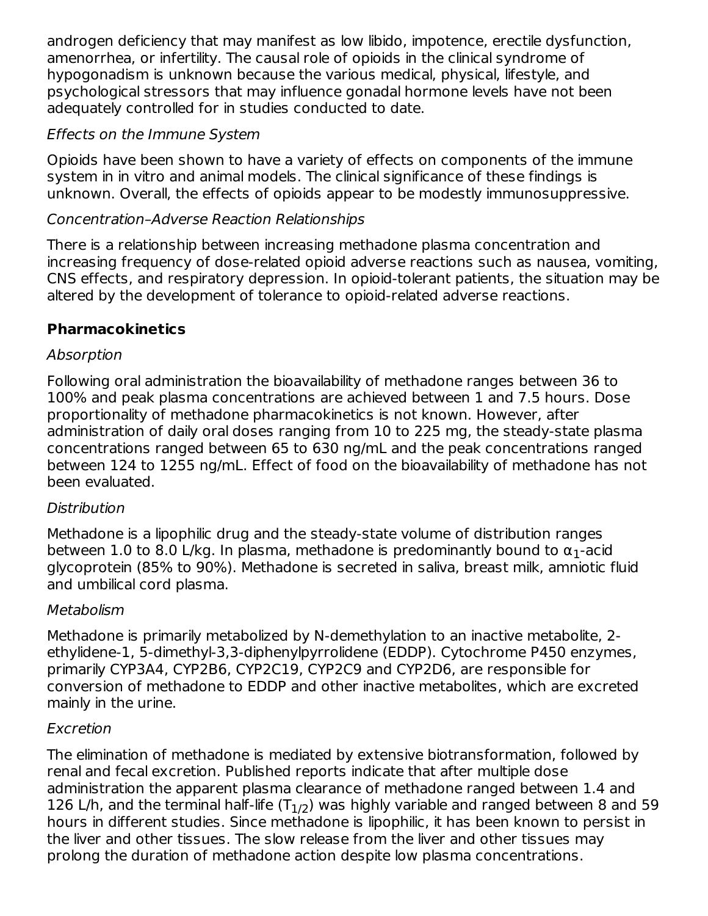androgen deficiency that may manifest as low libido, impotence, erectile dysfunction, amenorrhea, or infertility. The causal role of opioids in the clinical syndrome of hypogonadism is unknown because the various medical, physical, lifestyle, and psychological stressors that may influence gonadal hormone levels have not been adequately controlled for in studies conducted to date.

*Effects on the Immune System*

Opioids have been shown to have a variety of effects on components of the immune system in in vitro and animal models. The clinical significance of these findings is unknown. Overall, the effects of opioids appear to be modestly immunosuppressive.

*Concentration–Adverse Reaction Relationships*

There is a relationship between increasing methadone plasma concentration and increasing frequency of dose-related opioid adverse reactions such as nausea, vomiting, CNS effects, and respiratory depression. In opioid-tolerant patients, the situation may be altered by the development of tolerance to opioid-related adverse reactions.

**Pharmacokinetics**

*Absorption*

Following oral administration the bioavailability of methadone ranges between 36 to 100% and peak plasma concentrations are achieved between 1 and 7.5 hours. Dose proportionality of methadone pharmacokinetics is not known. However, after administration of daily oral doses ranging from 10 to 225 mg, the steady-state plasma concentrations ranged between 65 to 630 ng/mL and the peak concentrations ranged between 124 to 1255 ng/mL. Effect of food on the bioavailability of methadone has not been evaluated.

*Distribution*

Methadone is a lipophilic drug and the steady-state volume of distribution ranges between 1.0 to 8.0 L/kg. In plasma, methadone is predominantly bound to $\alpha_1$-acid glycoprotein (85% to 90%). Methadone is secreted in saliva, breast milk, amniotic fluid and umbilical cord plasma.

*Metabolism*

Methadone is primarily metabolized by N-demethylation to an inactive metabolite, 2-ethylidene-1, 5-dimethyl-3,3-diphenylpyrrolidene (EDDP). Cytochrome P450 enzymes, primarily CYP3A4, CYP2B6, CYP2C19, CYP2C9 and CYP2D6, are responsible for conversion of methadone to EDDP and other inactive metabolites, which are excreted mainly in the urine.

*Excretion*

The elimination of methadone is mediated by extensive biotransformation, followed by renal and fecal excretion. Published reports indicate that after multiple dose administration the apparent plasma clearance of methadone ranged between 1.4 and 126 L/h, and the terminal half-life ($T_{1/2}$) was highly variable and ranged between 8 and 59 hours in different studies. Since methadone is lipophilic, it has been known to persist in the liver and other tissues. The slow release from the liver and other tissues may prolong the duration of methadone action despite low plasma concentrations.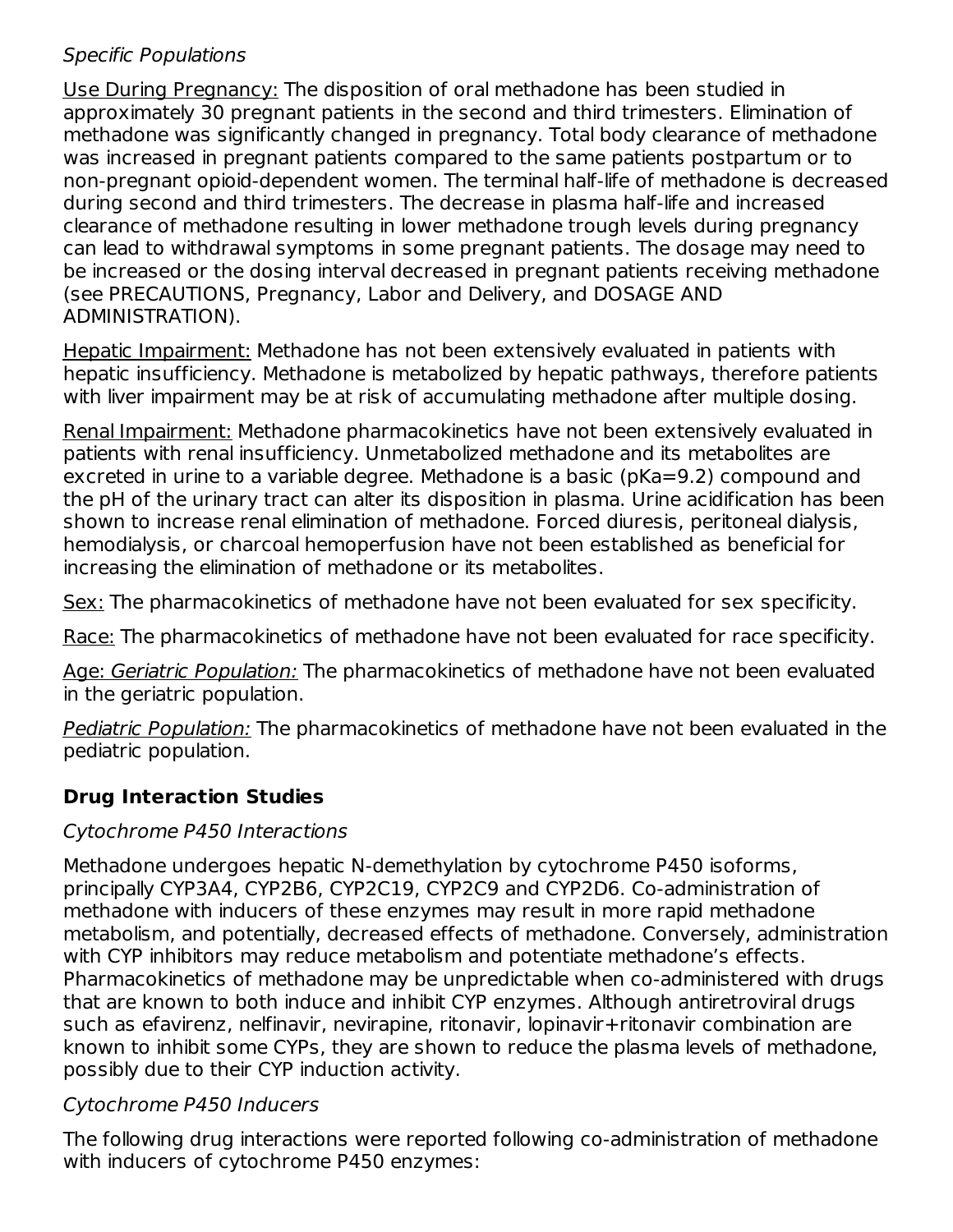*Specific Populations*

Use During Pregnancy: The disposition of oral methadone has been studied in approximately 30 pregnant patients in the second and third trimesters. Elimination of methadone was significantly changed in pregnancy. Total body clearance of methadone was increased in pregnant patients compared to the same patients postpartum or to non-pregnant opioid-dependent women. The terminal half-life of methadone is decreased during second and third trimesters. The decrease in plasma half-life and increased clearance of methadone resulting in lower methadone trough levels during pregnancy can lead to withdrawal symptoms in some pregnant patients. The dosage may need to be increased or the dosing interval decreased in pregnant patients receiving methadone (see PRECAUTIONS, Pregnancy, Labor and Delivery, and DOSAGE AND ADMINISTRATION).

Hepatic Impairment: Methadone has not been extensively evaluated in patients with hepatic insufficiency. Methadone is metabolized by hepatic pathways, therefore patients with liver impairment may be at risk of accumulating methadone after multiple dosing.

Renal Impairment: Methadone pharmacokinetics have not been extensively evaluated in patients with renal insufficiency. Unmetabolized methadone and its metabolites are excreted in urine to a variable degree. Methadone is a basic (pKa=9.2) compound and the pH of the urinary tract can alter its disposition in plasma. Urine acidification has been shown to increase renal elimination of methadone. Forced diuresis, peritoneal dialysis, hemodialysis, or charcoal hemoperfusion have not been established as beneficial for increasing the elimination of methadone or its metabolites.

Sex: The pharmacokinetics of methadone have not been evaluated for sex specificity.

Race: The pharmacokinetics of methadone have not been evaluated for race specificity.

Age: *Geriatric Population:* The pharmacokinetics of methadone have not been evaluated in the geriatric population.

*Pediatric Population:* The pharmacokinetics of methadone have not been evaluated in the pediatric population.

**Drug Interaction Studies**

*Cytochrome P450 Interactions*

Methadone undergoes hepatic N-demethylation by cytochrome P450 isoforms, principally CYP3A4, CYP2B6, CYP2C19, CYP2C9 and CYP2D6. Co-administration of methadone with inducers of these enzymes may result in more rapid methadone metabolism, and potentially, decreased effects of methadone. Conversely, administration with CYP inhibitors may reduce metabolism and potentiate methadone's effects. Pharmacokinetics of methadone may be unpredictable when co-administered with drugs that are known to both induce and inhibit CYP enzymes. Although antiretroviral drugs such as efavirenz, nelfinavir, nevirapine, ritonavir, lopinavir+ritonavir combination are known to inhibit some CYPs, they are shown to reduce the plasma levels of methadone, possibly due to their CYP induction activity.

*Cytochrome P450 Inducers*

The following drug interactions were reported following co-administration of methadone with inducers of cytochrome P450 enzymes: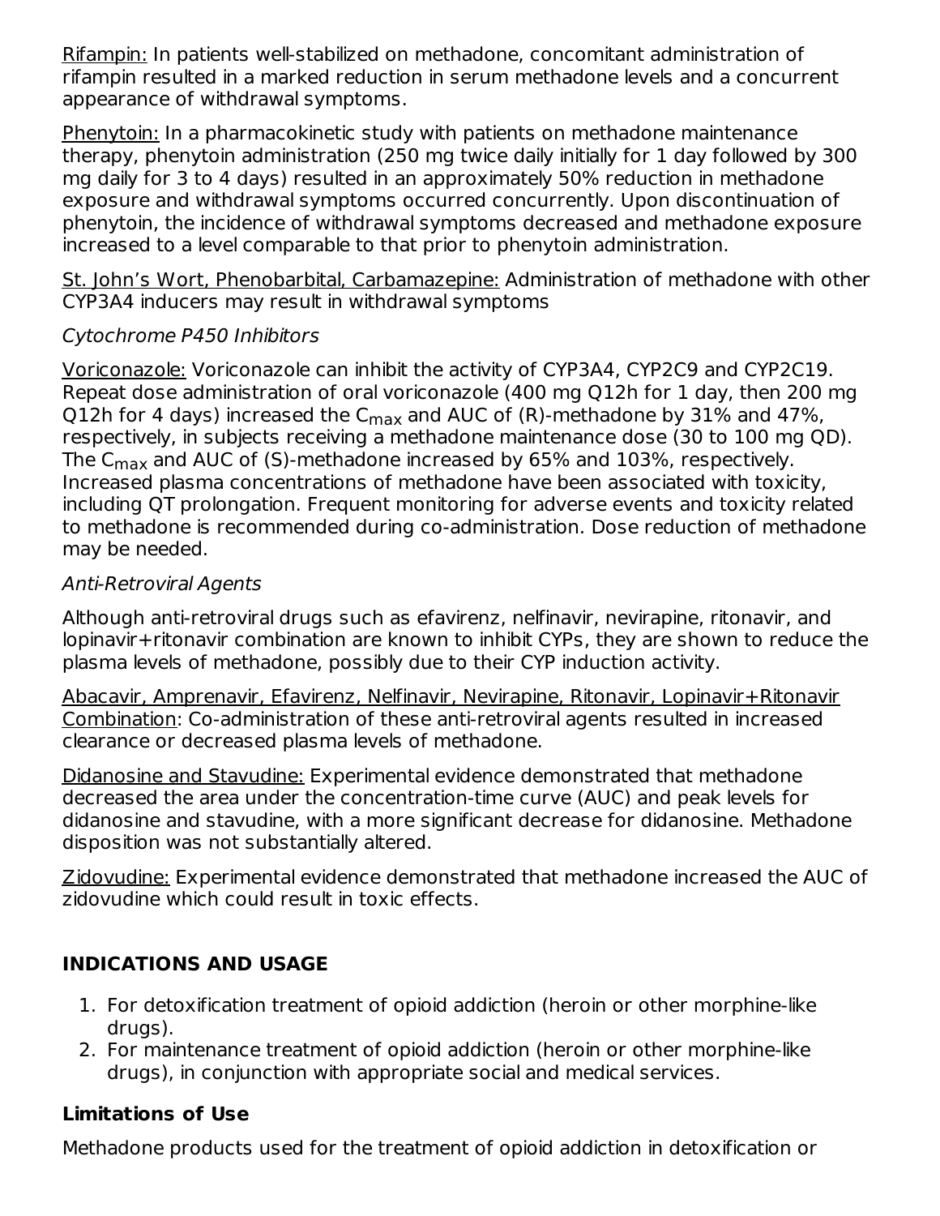Rifampin: In patients well-stabilized on methadone, concomitant administration of rifampin resulted in a marked reduction in serum methadone levels and a concurrent appearance of withdrawal symptoms.

Phenytoin: In a pharmacokinetic study with patients on methadone maintenance therapy, phenytoin administration (250 mg twice daily initially for 1 day followed by 300 mg daily for 3 to 4 days) resulted in an approximately 50% reduction in methadone exposure and withdrawal symptoms occurred concurrently. Upon discontinuation of phenytoin, the incidence of withdrawal symptoms decreased and methadone exposure increased to a level comparable to that prior to phenytoin administration.

St. John's Wort, Phenobarbital, Carbamazepine: Administration of methadone with other CYP3A4 inducers may result in withdrawal symptoms

*Cytochrome P450 Inhibitors*

Voriconazole: Voriconazole can inhibit the activity of CYP3A4, CYP2C9 and CYP2C19. Repeat dose administration of oral voriconazole (400 mg Q12h for 1 day, then 200 mg Q12h for 4 days) increased the $C_{max}$ and AUC of (R)-methadone by 31% and 47%, respectively, in subjects receiving a methadone maintenance dose (30 to 100 mg QD). The $C_{max}$ and AUC of (S)-methadone increased by 65% and 103%, respectively. Increased plasma concentrations of methadone have been associated with toxicity, including QT prolongation. Frequent monitoring for adverse events and toxicity related to methadone is recommended during co-administration. Dose reduction of methadone may be needed.

*Anti-Retroviral Agents*

Although anti-retroviral drugs such as efavirenz, nelfinavir, nevirapine, ritonavir, and lopinavir+ritonavir combination are known to inhibit CYPs, they are shown to reduce the plasma levels of methadone, possibly due to their CYP induction activity.

Abacavir, Amprenavir, Efavirenz, Nelfinavir, Nevirapine, Ritonavir, Lopinavir+Ritonavir Combination: Co-administration of these anti-retroviral agents resulted in increased clearance or decreased plasma levels of methadone.

Didanosine and Stavudine: Experimental evidence demonstrated that methadone decreased the area under the concentration-time curve (AUC) and peak levels for didanosine and stavudine, with a more significant decrease for didanosine. Methadone disposition was not substantially altered.

Zidovudine: Experimental evidence demonstrated that methadone increased the AUC of zidovudine which could result in toxic effects.

## INDICATIONS AND USAGE

1. For detoxification treatment of opioid addiction (heroin or other morphine-like drugs).
2. For maintenance treatment of opioid addiction (heroin or other morphine-like drugs), in conjunction with appropriate social and medical services.

### Limitations of Use

Methadone products used for the treatment of opioid addiction in detoxification or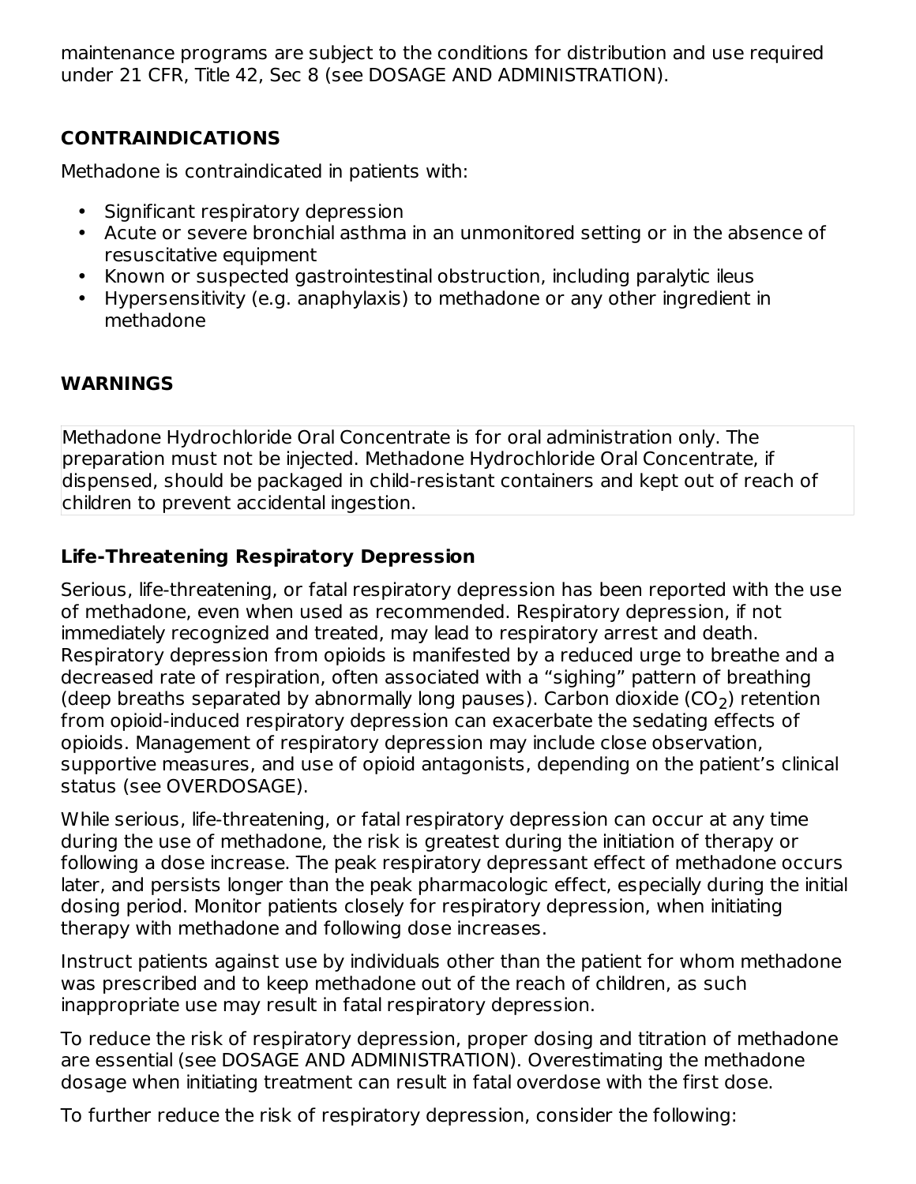maintenance programs are subject to the conditions for distribution and use required under 21 CFR, Title 42, Sec 8 (see DOSAGE AND ADMINISTRATION).

## CONTRAINDICATIONS

Methadone is contraindicated in patients with:

- Significant respiratory depression
- Acute or severe bronchial asthma in an unmonitored setting or in the absence of resuscitative equipment
- Known or suspected gastrointestinal obstruction, including paralytic ileus
- Hypersensitivity (e.g. anaphylaxis) to methadone or any other ingredient in methadone

## WARNINGS

Methadone Hydrochloride Oral Concentrate is for oral administration only. The preparation must not be injected. Methadone Hydrochloride Oral Concentrate, if dispensed, should be packaged in child-resistant containers and kept out of reach of children to prevent accidental ingestion.

### Life-Threatening Respiratory Depression

Serious, life-threatening, or fatal respiratory depression has been reported with the use of methadone, even when used as recommended. Respiratory depression, if not immediately recognized and treated, may lead to respiratory arrest and death. Respiratory depression from opioids is manifested by a reduced urge to breathe and a decreased rate of respiration, often associated with a "sighing" pattern of breathing (deep breaths separated by abnormally long pauses). Carbon dioxide ($CO_2$) retention from opioid-induced respiratory depression can exacerbate the sedating effects of opioids. Management of respiratory depression may include close observation, supportive measures, and use of opioid antagonists, depending on the patient's clinical status (see OVERDOSAGE).

While serious, life-threatening, or fatal respiratory depression can occur at any time during the use of methadone, the risk is greatest during the initiation of therapy or following a dose increase. The peak respiratory depressant effect of methadone occurs later, and persists longer than the peak pharmacologic effect, especially during the initial dosing period. Monitor patients closely for respiratory depression, when initiating therapy with methadone and following dose increases.

Instruct patients against use by individuals other than the patient for whom methadone was prescribed and to keep methadone out of the reach of children, as such inappropriate use may result in fatal respiratory depression.

To reduce the risk of respiratory depression, proper dosing and titration of methadone are essential (see DOSAGE AND ADMINISTRATION). Overestimating the methadone dosage when initiating treatment can result in fatal overdose with the first dose.

To further reduce the risk of respiratory depression, consider the following: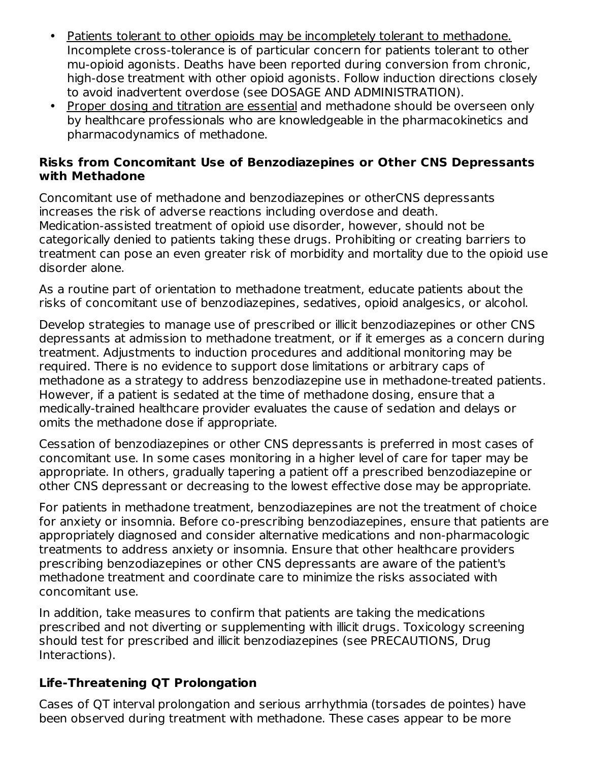- Patients tolerant to other opioids may be incompletely tolerant to methadone. Incomplete cross-tolerance is of particular concern for patients tolerant to other mu-opioid agonists. Deaths have been reported during conversion from chronic, high-dose treatment with other opioid agonists. Follow induction directions closely to avoid inadvertent overdose (see DOSAGE AND ADMINISTRATION).
- Proper dosing and titration are essential and methadone should be overseen only by healthcare professionals who are knowledgeable in the pharmacokinetics and pharmacodynamics of methadone.

**Risks from Concomitant Use of Benzodiazepines or Other CNS Depressants with Methadone**

Concomitant use of methadone and benzodiazepines or otherCNS depressants increases the risk of adverse reactions including overdose and death. Medication-assisted treatment of opioid use disorder, however, should not be categorically denied to patients taking these drugs. Prohibiting or creating barriers to treatment can pose an even greater risk of morbidity and mortality due to the opioid use disorder alone.

As a routine part of orientation to methadone treatment, educate patients about the risks of concomitant use of benzodiazepines, sedatives, opioid analgesics, or alcohol.

Develop strategies to manage use of prescribed or illicit benzodiazepines or other CNS depressants at admission to methadone treatment, or if it emerges as a concern during treatment. Adjustments to induction procedures and additional monitoring may be required. There is no evidence to support dose limitations or arbitrary caps of methadone as a strategy to address benzodiazepine use in methadone-treated patients. However, if a patient is sedated at the time of methadone dosing, ensure that a medically-trained healthcare provider evaluates the cause of sedation and delays or omits the methadone dose if appropriate.

Cessation of benzodiazepines or other CNS depressants is preferred in most cases of concomitant use. In some cases monitoring in a higher level of care for taper may be appropriate. In others, gradually tapering a patient off a prescribed benzodiazepine or other CNS depressant or decreasing to the lowest effective dose may be appropriate.

For patients in methadone treatment, benzodiazepines are not the treatment of choice for anxiety or insomnia. Before co-prescribing benzodiazepines, ensure that patients are appropriately diagnosed and consider alternative medications and non-pharmacologic treatments to address anxiety or insomnia. Ensure that other healthcare providers prescribing benzodiazepines or other CNS depressants are aware of the patient's methadone treatment and coordinate care to minimize the risks associated with concomitant use.

In addition, take measures to confirm that patients are taking the medications prescribed and not diverting or supplementing with illicit drugs. Toxicology screening should test for prescribed and illicit benzodiazepines (see PRECAUTIONS, Drug Interactions).

**Life-Threatening QT Prolongation**

Cases of QT interval prolongation and serious arrhythmia (torsades de pointes) have been observed during treatment with methadone. These cases appear to be more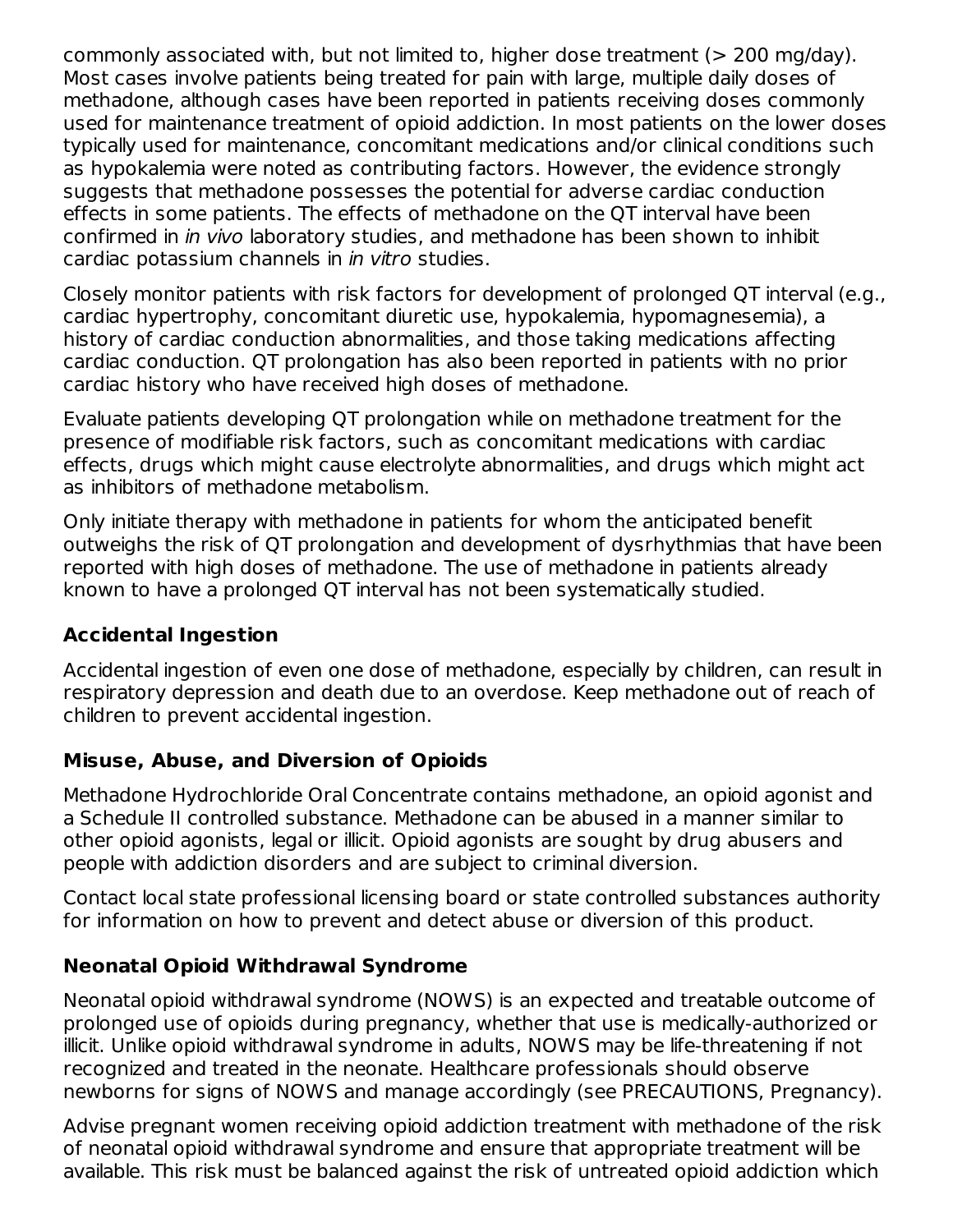commonly associated with, but not limited to, higher dose treatment (> 200 mg/day). Most cases involve patients being treated for pain with large, multiple daily doses of methadone, although cases have been reported in patients receiving doses commonly used for maintenance treatment of opioid addiction. In most patients on the lower doses typically used for maintenance, concomitant medications and/or clinical conditions such as hypokalemia were noted as contributing factors. However, the evidence strongly suggests that methadone possesses the potential for adverse cardiac conduction effects in some patients. The effects of methadone on the QT interval have been confirmed in *in vivo* laboratory studies, and methadone has been shown to inhibit cardiac potassium channels in *in vitro* studies.

Closely monitor patients with risk factors for development of prolonged QT interval (e.g., cardiac hypertrophy, concomitant diuretic use, hypokalemia, hypomagnesemia), a history of cardiac conduction abnormalities, and those taking medications affecting cardiac conduction. QT prolongation has also been reported in patients with no prior cardiac history who have received high doses of methadone.

Evaluate patients developing QT prolongation while on methadone treatment for the presence of modifiable risk factors, such as concomitant medications with cardiac effects, drugs which might cause electrolyte abnormalities, and drugs which might act as inhibitors of methadone metabolism.

Only initiate therapy with methadone in patients for whom the anticipated benefit outweighs the risk of QT prolongation and development of dysrhythmias that have been reported with high doses of methadone. The use of methadone in patients already known to have a prolonged QT interval has not been systematically studied.

### Accidental Ingestion

Accidental ingestion of even one dose of methadone, especially by children, can result in respiratory depression and death due to an overdose. Keep methadone out of reach of children to prevent accidental ingestion.

### Misuse, Abuse, and Diversion of Opioids

Methadone Hydrochloride Oral Concentrate contains methadone, an opioid agonist and a Schedule II controlled substance. Methadone can be abused in a manner similar to other opioid agonists, legal or illicit. Opioid agonists are sought by drug abusers and people with addiction disorders and are subject to criminal diversion.

Contact local state professional licensing board or state controlled substances authority for information on how to prevent and detect abuse or diversion of this product.

### Neonatal Opioid Withdrawal Syndrome

Neonatal opioid withdrawal syndrome (NOWS) is an expected and treatable outcome of prolonged use of opioids during pregnancy, whether that use is medically-authorized or illicit. Unlike opioid withdrawal syndrome in adults, NOWS may be life-threatening if not recognized and treated in the neonate. Healthcare professionals should observe newborns for signs of NOWS and manage accordingly (see PRECAUTIONS, Pregnancy).

Advise pregnant women receiving opioid addiction treatment with methadone of the risk of neonatal opioid withdrawal syndrome and ensure that appropriate treatment will be available. This risk must be balanced against the risk of untreated opioid addiction which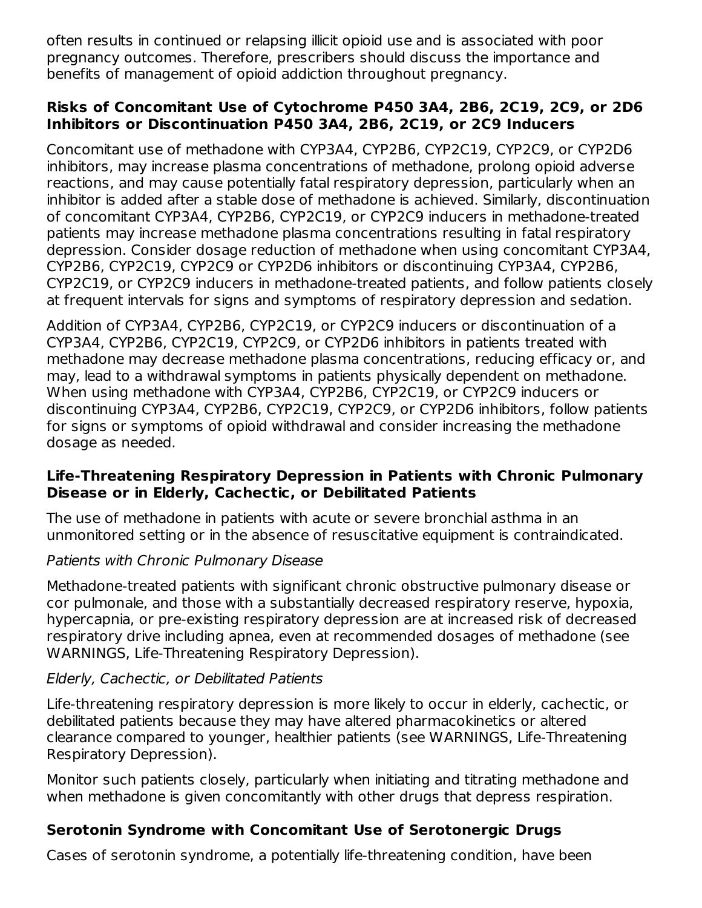often results in continued or relapsing illicit opioid use and is associated with poor pregnancy outcomes. Therefore, prescribers should discuss the importance and benefits of management of opioid addiction throughout pregnancy.

**Risks of Concomitant Use of Cytochrome P450 3A4, 2B6, 2C19, 2C9, or 2D6 Inhibitors or Discontinuation P450 3A4, 2B6, 2C19, or 2C9 Inducers**

Concomitant use of methadone with CYP3A4, CYP2B6, CYP2C19, CYP2C9, or CYP2D6 inhibitors, may increase plasma concentrations of methadone, prolong opioid adverse reactions, and may cause potentially fatal respiratory depression, particularly when an inhibitor is added after a stable dose of methadone is achieved. Similarly, discontinuation of concomitant CYP3A4, CYP2B6, CYP2C19, or CYP2C9 inducers in methadone-treated patients may increase methadone plasma concentrations resulting in fatal respiratory depression. Consider dosage reduction of methadone when using concomitant CYP3A4, CYP2B6, CYP2C19, CYP2C9 or CYP2D6 inhibitors or discontinuing CYP3A4, CYP2B6, CYP2C19, or CYP2C9 inducers in methadone-treated patients, and follow patients closely at frequent intervals for signs and symptoms of respiratory depression and sedation.

Addition of CYP3A4, CYP2B6, CYP2C19, or CYP2C9 inducers or discontinuation of a CYP3A4, CYP2B6, CYP2C19, CYP2C9, or CYP2D6 inhibitors in patients treated with methadone may decrease methadone plasma concentrations, reducing efficacy or, and may, lead to a withdrawal symptoms in patients physically dependent on methadone. When using methadone with CYP3A4, CYP2B6, CYP2C19, or CYP2C9 inducers or discontinuing CYP3A4, CYP2B6, CYP2C19, CYP2C9, or CYP2D6 inhibitors, follow patients for signs or symptoms of opioid withdrawal and consider increasing the methadone dosage as needed.

**Life-Threatening Respiratory Depression in Patients with Chronic Pulmonary Disease or in Elderly, Cachectic, or Debilitated Patients**

The use of methadone in patients with acute or severe bronchial asthma in an unmonitored setting or in the absence of resuscitative equipment is contraindicated.

*Patients with Chronic Pulmonary Disease*

Methadone-treated patients with significant chronic obstructive pulmonary disease or cor pulmonale, and those with a substantially decreased respiratory reserve, hypoxia, hypercapnia, or pre-existing respiratory depression are at increased risk of decreased respiratory drive including apnea, even at recommended dosages of methadone (see WARNINGS, Life-Threatening Respiratory Depression).

*Elderly, Cachectic, or Debilitated Patients*

Life-threatening respiratory depression is more likely to occur in elderly, cachectic, or debilitated patients because they may have altered pharmacokinetics or altered clearance compared to younger, healthier patients (see WARNINGS, Life-Threatening Respiratory Depression).

Monitor such patients closely, particularly when initiating and titrating methadone and when methadone is given concomitantly with other drugs that depress respiration.

**Serotonin Syndrome with Concomitant Use of Serotonergic Drugs**

Cases of serotonin syndrome, a potentially life-threatening condition, have been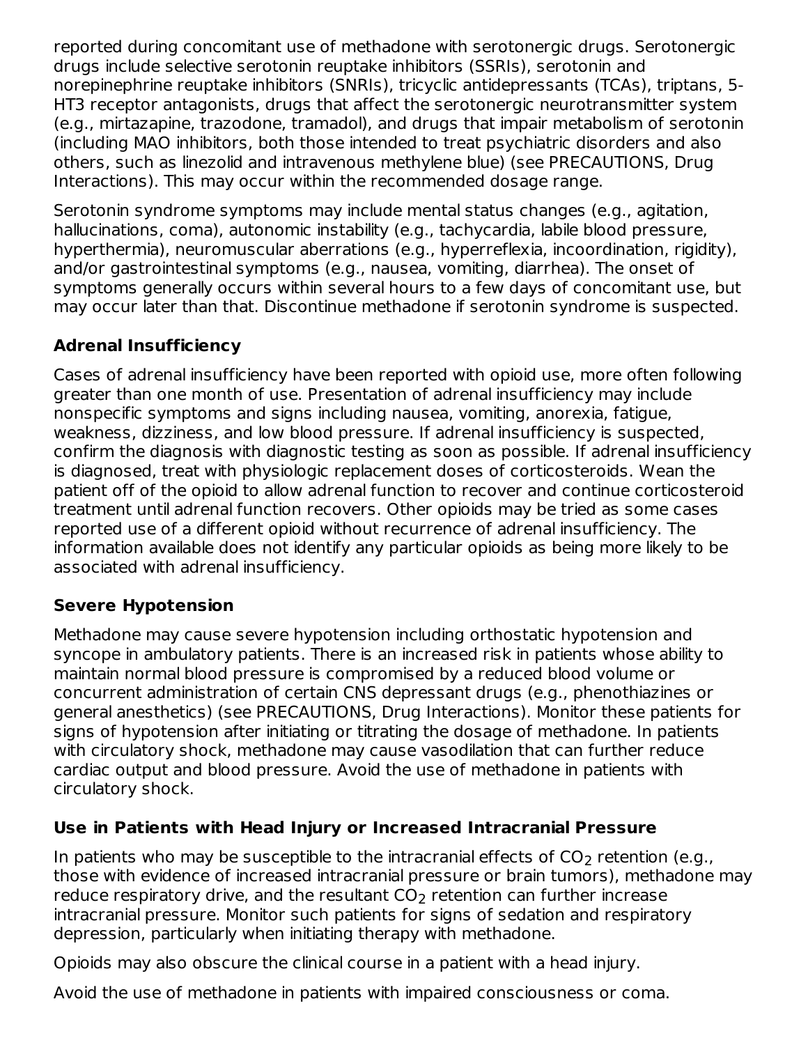reported during concomitant use of methadone with serotonergic drugs. Serotonergic drugs include selective serotonin reuptake inhibitors (SSRIs), serotonin and norepinephrine reuptake inhibitors (SNRIs), tricyclic antidepressants (TCAs), triptans, 5-HT3 receptor antagonists, drugs that affect the serotonergic neurotransmitter system (e.g., mirtazapine, trazodone, tramadol), and drugs that impair metabolism of serotonin (including MAO inhibitors, both those intended to treat psychiatric disorders and also others, such as linezolid and intravenous methylene blue) (see PRECAUTIONS, Drug Interactions). This may occur within the recommended dosage range.

Serotonin syndrome symptoms may include mental status changes (e.g., agitation, hallucinations, coma), autonomic instability (e.g., tachycardia, labile blood pressure, hyperthermia), neuromuscular aberrations (e.g., hyperreflexia, incoordination, rigidity), and/or gastrointestinal symptoms (e.g., nausea, vomiting, diarrhea). The onset of symptoms generally occurs within several hours to a few days of concomitant use, but may occur later than that. Discontinue methadone if serotonin syndrome is suspected.

**Adrenal Insufficiency**

Cases of adrenal insufficiency have been reported with opioid use, more often following greater than one month of use. Presentation of adrenal insufficiency may include nonspecific symptoms and signs including nausea, vomiting, anorexia, fatigue, weakness, dizziness, and low blood pressure. If adrenal insufficiency is suspected, confirm the diagnosis with diagnostic testing as soon as possible. If adrenal insufficiency is diagnosed, treat with physiologic replacement doses of corticosteroids. Wean the patient off of the opioid to allow adrenal function to recover and continue corticosteroid treatment until adrenal function recovers. Other opioids may be tried as some cases reported use of a different opioid without recurrence of adrenal insufficiency. The information available does not identify any particular opioids as being more likely to be associated with adrenal insufficiency.

**Severe Hypotension**

Methadone may cause severe hypotension including orthostatic hypotension and syncope in ambulatory patients. There is an increased risk in patients whose ability to maintain normal blood pressure is compromised by a reduced blood volume or concurrent administration of certain CNS depressant drugs (e.g., phenothiazines or general anesthetics) (see PRECAUTIONS, Drug Interactions). Monitor these patients for signs of hypotension after initiating or titrating the dosage of methadone. In patients with circulatory shock, methadone may cause vasodilation that can further reduce cardiac output and blood pressure. Avoid the use of methadone in patients with circulatory shock.

**Use in Patients with Head Injury or Increased Intracranial Pressure**

In patients who may be susceptible to the intracranial effects of $CO_2$ retention (e.g., those with evidence of increased intracranial pressure or brain tumors), methadone may reduce respiratory drive, and the resultant $CO_2$ retention can further increase intracranial pressure. Monitor such patients for signs of sedation and respiratory depression, particularly when initiating therapy with methadone.

Opioids may also obscure the clinical course in a patient with a head injury.

Avoid the use of methadone in patients with impaired consciousness or coma.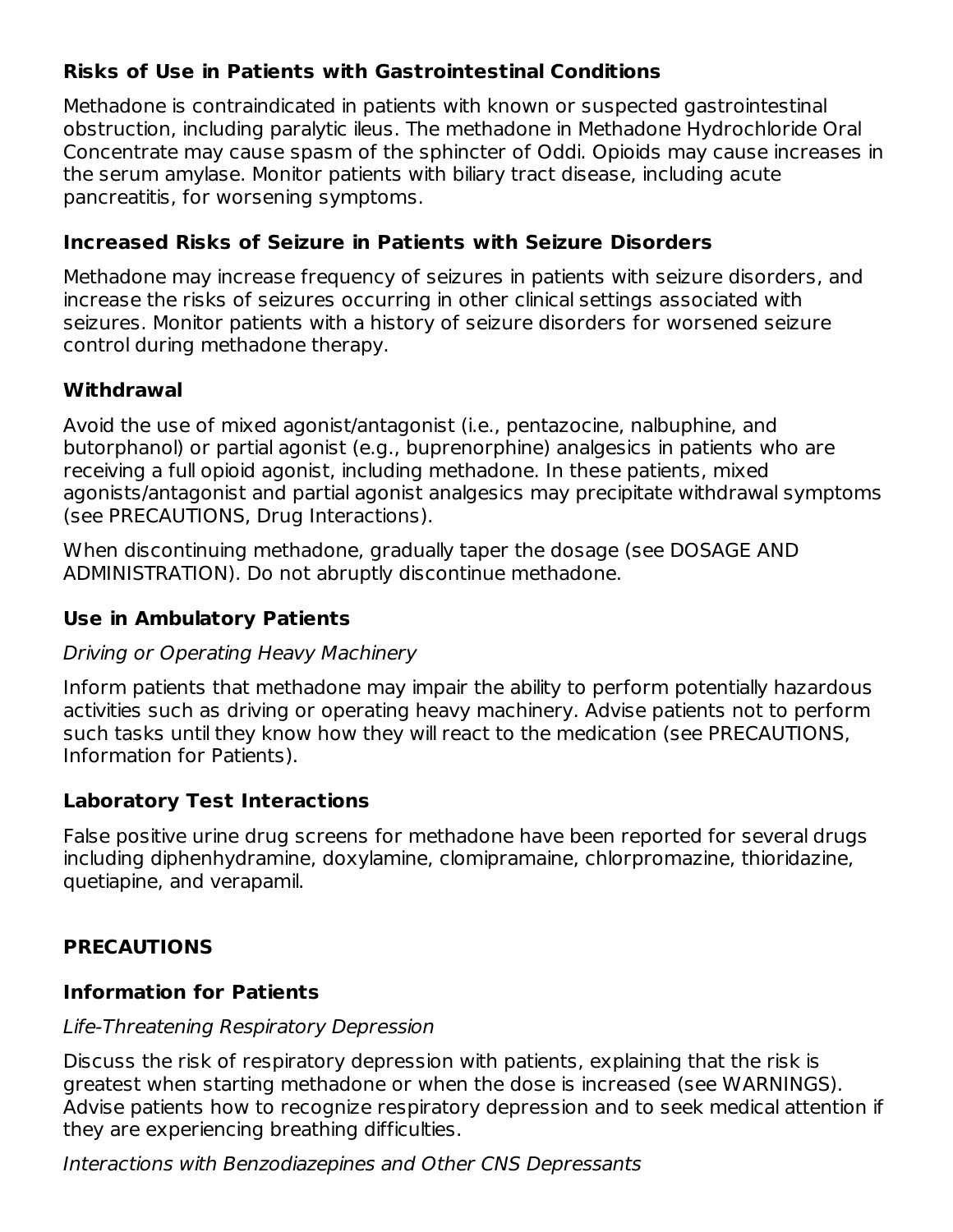### Risks of Use in Patients with Gastrointestinal Conditions

Methadone is contraindicated in patients with known or suspected gastrointestinal obstruction, including paralytic ileus. The methadone in Methadone Hydrochloride Oral Concentrate may cause spasm of the sphincter of Oddi. Opioids may cause increases in the serum amylase. Monitor patients with biliary tract disease, including acute pancreatitis, for worsening symptoms.

### Increased Risks of Seizure in Patients with Seizure Disorders

Methadone may increase frequency of seizures in patients with seizure disorders, and increase the risks of seizures occurring in other clinical settings associated with seizures. Monitor patients with a history of seizure disorders for worsened seizure control during methadone therapy.

### Withdrawal

Avoid the use of mixed agonist/antagonist (i.e., pentazocine, nalbuphine, and butorphanol) or partial agonist (e.g., buprenorphine) analgesics in patients who are receiving a full opioid agonist, including methadone. In these patients, mixed agonists/antagonist and partial agonist analgesics may precipitate withdrawal symptoms (see PRECAUTIONS, Drug Interactions).

When discontinuing methadone, gradually taper the dosage (see DOSAGE AND ADMINISTRATION). Do not abruptly discontinue methadone.

### Use in Ambulatory Patients

*Driving or Operating Heavy Machinery*

Inform patients that methadone may impair the ability to perform potentially hazardous activities such as driving or operating heavy machinery. Advise patients not to perform such tasks until they know how they will react to the medication (see PRECAUTIONS, Information for Patients).

### Laboratory Test Interactions

False positive urine drug screens for methadone have been reported for several drugs including diphenhydramine, doxylamine, clomipramaine, chlorpromazine, thioridazine, quetiapine, and verapamil.

## PRECAUTIONS

### Information for Patients

*Life-Threatening Respiratory Depression*

Discuss the risk of respiratory depression with patients, explaining that the risk is greatest when starting methadone or when the dose is increased (see WARNINGS). Advise patients how to recognize respiratory depression and to seek medical attention if they are experiencing breathing difficulties.

*Interactions with Benzodiazepines and Other CNS Depressants*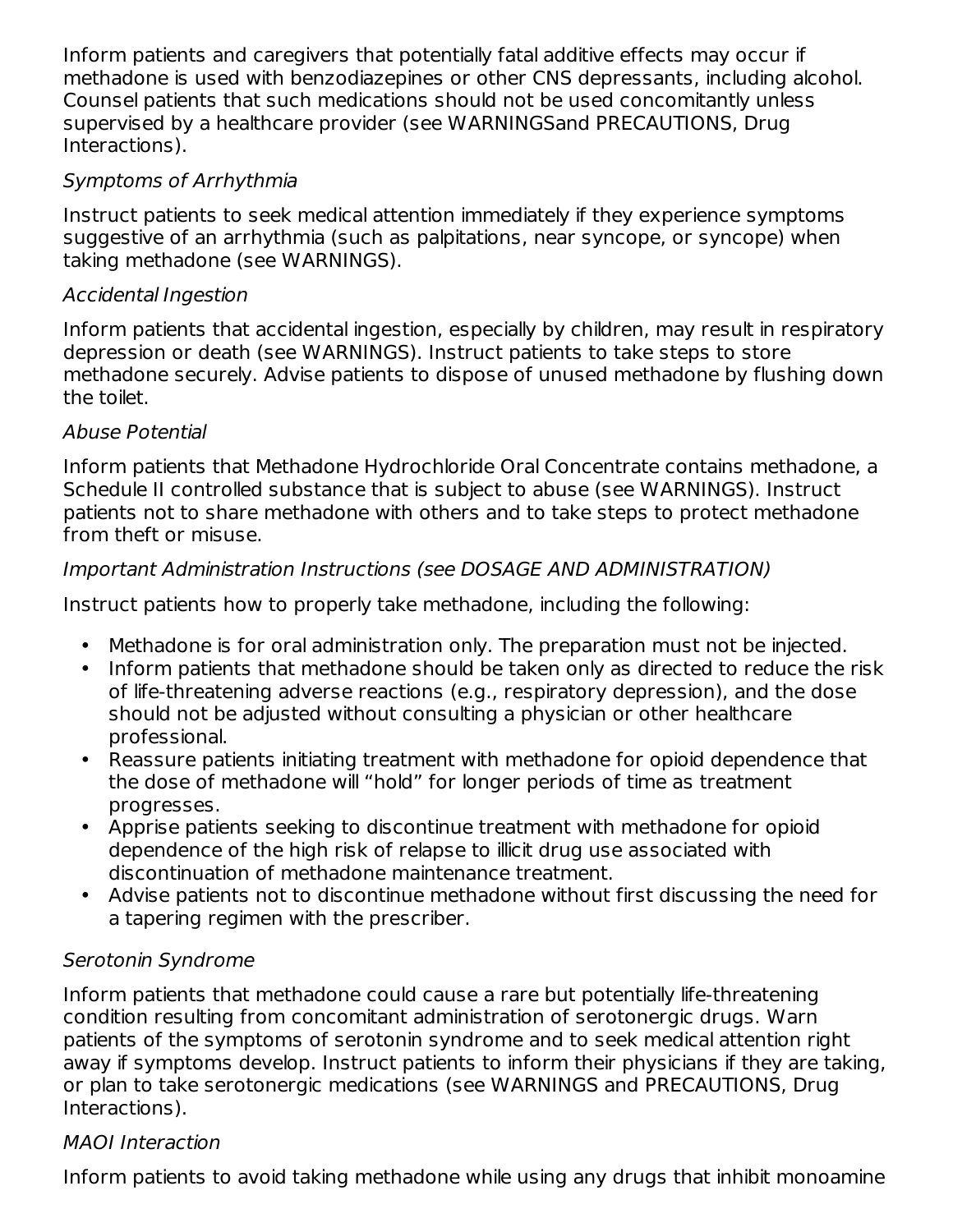Inform patients and caregivers that potentially fatal additive effects may occur if methadone is used with benzodiazepines or other CNS depressants, including alcohol. Counsel patients that such medications should not be used concomitantly unless supervised by a healthcare provider (see WARNINGSand PRECAUTIONS, Drug Interactions).

*Symptoms of Arrhythmia*

Instruct patients to seek medical attention immediately if they experience symptoms suggestive of an arrhythmia (such as palpitations, near syncope, or syncope) when taking methadone (see WARNINGS).

*Accidental Ingestion*

Inform patients that accidental ingestion, especially by children, may result in respiratory depression or death (see WARNINGS). Instruct patients to take steps to store methadone securely. Advise patients to dispose of unused methadone by flushing down the toilet.

*Abuse Potential*

Inform patients that Methadone Hydrochloride Oral Concentrate contains methadone, a Schedule II controlled substance that is subject to abuse (see WARNINGS). Instruct patients not to share methadone with others and to take steps to protect methadone from theft or misuse.

*Important Administration Instructions (see DOSAGE AND ADMINISTRATION)*

Instruct patients how to properly take methadone, including the following:

- Methadone is for oral administration only. The preparation must not be injected.
- Inform patients that methadone should be taken only as directed to reduce the risk of life-threatening adverse reactions (e.g., respiratory depression), and the dose should not be adjusted without consulting a physician or other healthcare professional.
- Reassure patients initiating treatment with methadone for opioid dependence that the dose of methadone will "hold" for longer periods of time as treatment progresses.
- Apprise patients seeking to discontinue treatment with methadone for opioid dependence of the high risk of relapse to illicit drug use associated with discontinuation of methadone maintenance treatment.
- Advise patients not to discontinue methadone without first discussing the need for a tapering regimen with the prescriber.

*Serotonin Syndrome*

Inform patients that methadone could cause a rare but potentially life-threatening condition resulting from concomitant administration of serotonergic drugs. Warn patients of the symptoms of serotonin syndrome and to seek medical attention right away if symptoms develop. Instruct patients to inform their physicians if they are taking, or plan to take serotonergic medications (see WARNINGS and PRECAUTIONS, Drug Interactions).

*MAOI Interaction*

Inform patients to avoid taking methadone while using any drugs that inhibit monoamine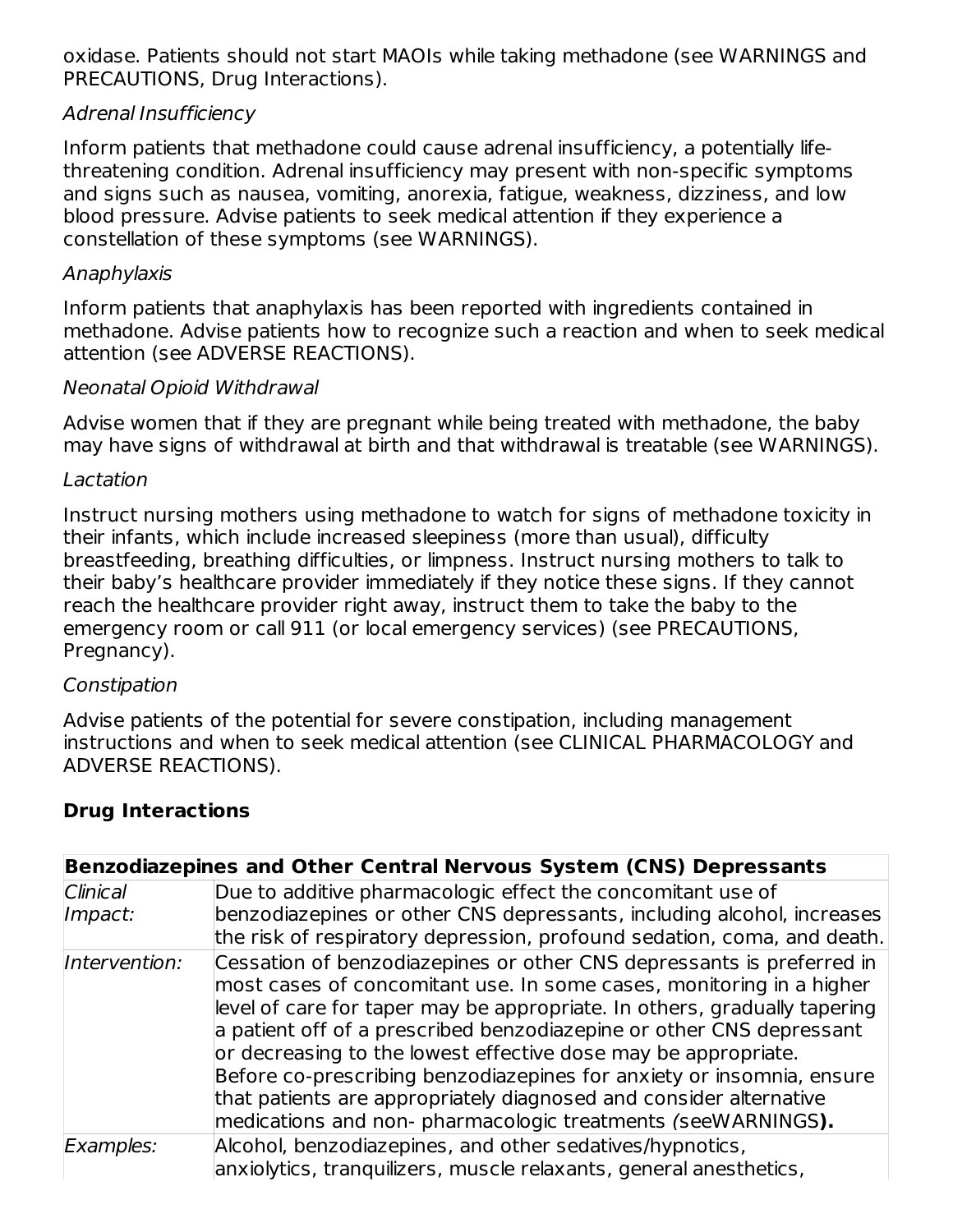oxidase. Patients should not start MAOIs while taking methadone (see WARNINGS and PRECAUTIONS, Drug Interactions).

*Adrenal Insufficiency*

Inform patients that methadone could cause adrenal insufficiency, a potentially life-threatening condition. Adrenal insufficiency may present with non-specific symptoms and signs such as nausea, vomiting, anorexia, fatigue, weakness, dizziness, and low blood pressure. Advise patients to seek medical attention if they experience a constellation of these symptoms (see WARNINGS).

*Anaphylaxis*

Inform patients that anaphylaxis has been reported with ingredients contained in methadone. Advise patients how to recognize such a reaction and when to seek medical attention (see ADVERSE REACTIONS).

*Neonatal Opioid Withdrawal*

Advise women that if they are pregnant while being treated with methadone, the baby may have signs of withdrawal at birth and that withdrawal is treatable (see WARNINGS).

*Lactation*

Instruct nursing mothers using methadone to watch for signs of methadone toxicity in their infants, which include increased sleepiness (more than usual), difficulty breastfeeding, breathing difficulties, or limpness. Instruct nursing mothers to talk to their baby's healthcare provider immediately if they notice these signs. If they cannot reach the healthcare provider right away, instruct them to take the baby to the emergency room or call 911 (or local emergency services) (see PRECAUTIONS, Pregnancy).

*Constipation*

Advise patients of the potential for severe constipation, including management instructions and when to seek medical attention (see CLINICAL PHARMACOLOGY and ADVERSE REACTIONS).

## Drug Interactions

| **Benzodiazepines and Other Central Nervous System (CNS) Depressants** | |
|---|---|
| *Clinical Impact:* | Due to additive pharmacologic effect the concomitant use of benzodiazepines or other CNS depressants, including alcohol, increases the risk of respiratory depression, profound sedation, coma, and death. |
| *Intervention:* | Cessation of benzodiazepines or other CNS depressants is preferred in most cases of concomitant use. In some cases, monitoring in a higher level of care for taper may be appropriate. In others, gradually tapering a patient off of a prescribed benzodiazepine or other CNS depressant or decreasing to the lowest effective dose may be appropriate. Before co-prescribing benzodiazepines for anxiety or insomnia, ensure that patients are appropriately diagnosed and consider alternative medications and non- pharmacologic treatments *(*seeWARNINGS**).** |
| *Examples:* | Alcohol, benzodiazepines, and other sedatives/hypnotics, anxiolytics, tranquilizers, muscle relaxants, general anesthetics, |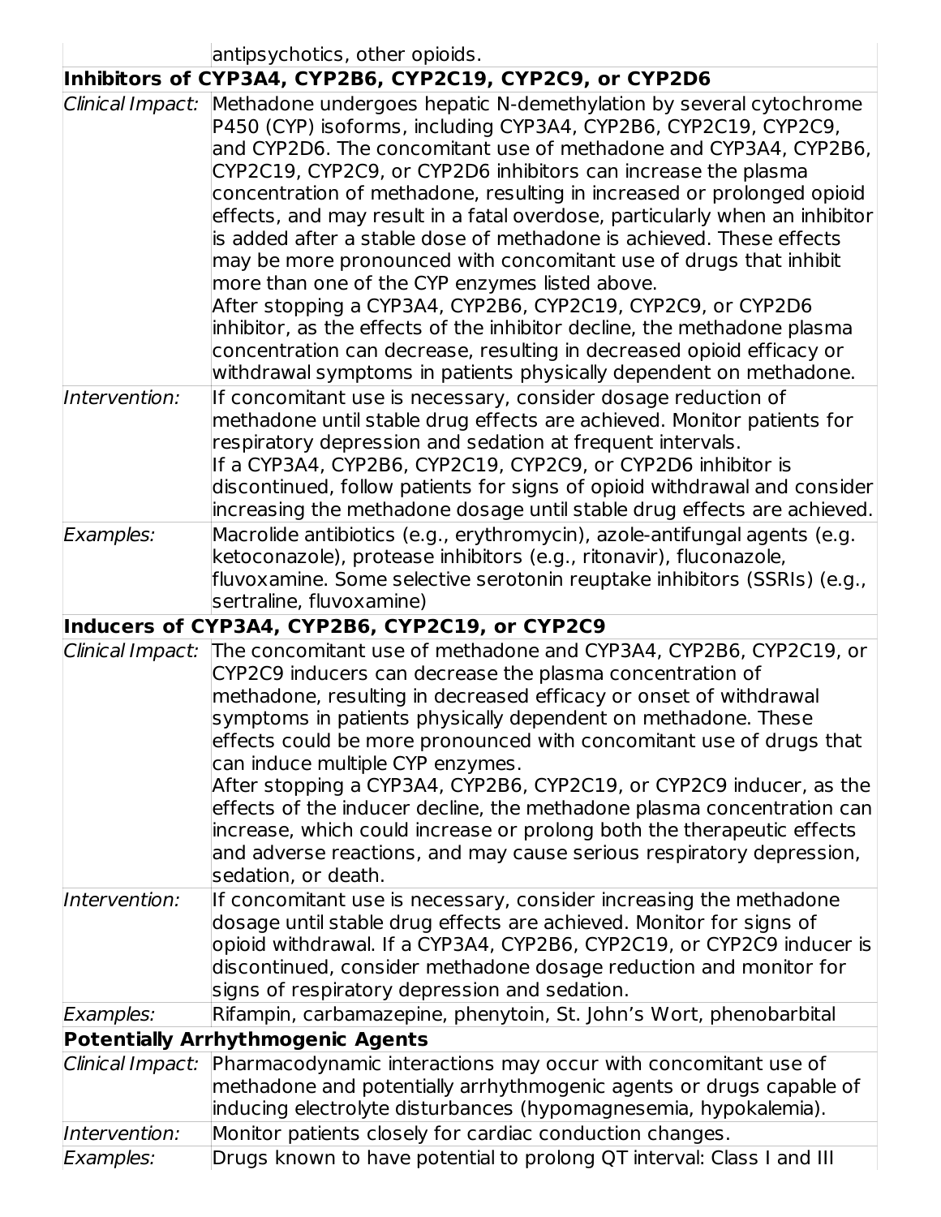| | |
|---|---|
| | antipsychotics, other opioids. |
| **Inhibitors of CYP3A4, CYP2B6, CYP2C19, CYP2C9, or CYP2D6** | |
| *Clinical Impact:* | Methadone undergoes hepatic N-demethylation by several cytochrome P450 (CYP) isoforms, including CYP3A4, CYP2B6, CYP2C19, CYP2C9, and CYP2D6. The concomitant use of methadone and CYP3A4, CYP2B6, CYP2C19, CYP2C9, or CYP2D6 inhibitors can increase the plasma concentration of methadone, resulting in increased or prolonged opioid effects, and may result in a fatal overdose, particularly when an inhibitor is added after a stable dose of methadone is achieved. These effects may be more pronounced with concomitant use of drugs that inhibit more than one of the CYP enzymes listed above.<br>After stopping a CYP3A4, CYP2B6, CYP2C19, CYP2C9, or CYP2D6 inhibitor, as the effects of the inhibitor decline, the methadone plasma concentration can decrease, resulting in decreased opioid efficacy or withdrawal symptoms in patients physically dependent on methadone. |
| *Intervention:* | If concomitant use is necessary, consider dosage reduction of methadone until stable drug effects are achieved. Monitor patients for respiratory depression and sedation at frequent intervals.<br>If a CYP3A4, CYP2B6, CYP2C19, CYP2C9, or CYP2D6 inhibitor is discontinued, follow patients for signs of opioid withdrawal and consider increasing the methadone dosage until stable drug effects are achieved. |
| *Examples:* | Macrolide antibiotics (e.g., erythromycin), azole-antifungal agents (e.g. ketoconazole), protease inhibitors (e.g., ritonavir), fluconazole, fluvoxamine. Some selective serotonin reuptake inhibitors (SSRIs) (e.g., sertraline, fluvoxamine) |
| **Inducers of CYP3A4, CYP2B6, CYP2C19, or CYP2C9** | |
| *Clinical Impact:* | The concomitant use of methadone and CYP3A4, CYP2B6, CYP2C19, or CYP2C9 inducers can decrease the plasma concentration of methadone, resulting in decreased efficacy or onset of withdrawal symptoms in patients physically dependent on methadone. These effects could be more pronounced with concomitant use of drugs that can induce multiple CYP enzymes.<br>After stopping a CYP3A4, CYP2B6, CYP2C19, or CYP2C9 inducer, as the effects of the inducer decline, the methadone plasma concentration can increase, which could increase or prolong both the therapeutic effects and adverse reactions, and may cause serious respiratory depression, sedation, or death. |
| *Intervention:* | If concomitant use is necessary, consider increasing the methadone dosage until stable drug effects are achieved. Monitor for signs of opioid withdrawal. If a CYP3A4, CYP2B6, CYP2C19, or CYP2C9 inducer is discontinued, consider methadone dosage reduction and monitor for signs of respiratory depression and sedation. |
| *Examples:* | Rifampin, carbamazepine, phenytoin, St. John's Wort, phenobarbital |
| **Potentially Arrhythmogenic Agents** | |
| *Clinical Impact:* | Pharmacodynamic interactions may occur with concomitant use of methadone and potentially arrhythmogenic agents or drugs capable of inducing electrolyte disturbances (hypomagnesemia, hypokalemia). |
| *Intervention:* | Monitor patients closely for cardiac conduction changes. |
| *Examples:* | Drugs known to have potential to prolong QT interval: Class I and III |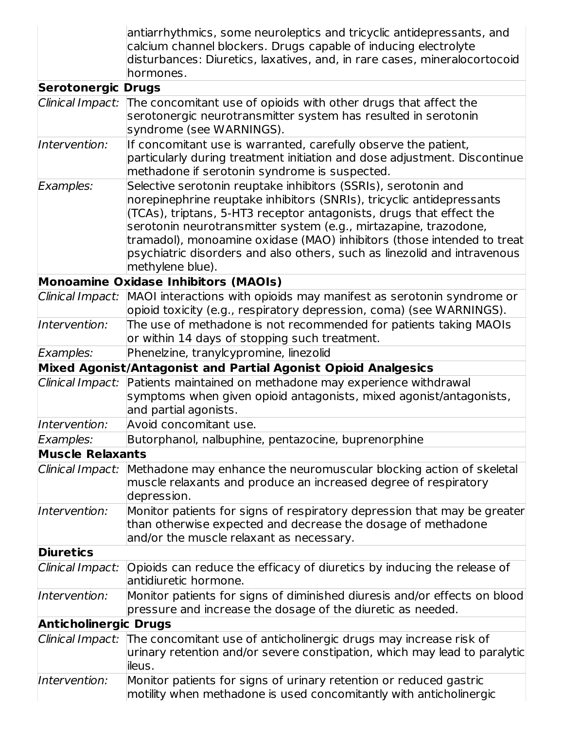| | |
|---|---|
| | antiarrhythmics, some neuroleptics and tricyclic antidepressants, and calcium channel blockers. Drugs capable of inducing electrolyte disturbances: Diuretics, laxatives, and, in rare cases, mineralocortocoid hormones. |
| **Serotonergic Drugs** | |
| *Clinical Impact:* | The concomitant use of opioids with other drugs that affect the serotonergic neurotransmitter system has resulted in serotonin syndrome (see WARNINGS). |
| *Intervention:* | If concomitant use is warranted, carefully observe the patient, particularly during treatment initiation and dose adjustment. Discontinue methadone if serotonin syndrome is suspected. |
| *Examples:* | Selective serotonin reuptake inhibitors (SSRIs), serotonin and norepinephrine reuptake inhibitors (SNRIs), tricyclic antidepressants (TCAs), triptans, 5-HT3 receptor antagonists, drugs that effect the serotonin neurotransmitter system (e.g., mirtazapine, trazodone, tramadol), monoamine oxidase (MAO) inhibitors (those intended to treat psychiatric disorders and also others, such as linezolid and intravenous methylene blue). |
| **Monoamine Oxidase Inhibitors (MAOIs)** | |
| *Clinical Impact:* | MAOI interactions with opioids may manifest as serotonin syndrome or opioid toxicity (e.g., respiratory depression, coma) (see WARNINGS). |
| *Intervention:* | The use of methadone is not recommended for patients taking MAOIs or within 14 days of stopping such treatment. |
| *Examples:* | Phenelzine, tranylcypromine, linezolid |
| **Mixed Agonist/Antagonist and Partial Agonist Opioid Analgesics** | |
| *Clinical Impact:* | Patients maintained on methadone may experience withdrawal symptoms when given opioid antagonists, mixed agonist/antagonists, and partial agonists. |
| *Intervention:* | Avoid concomitant use. |
| *Examples:* | Butorphanol, nalbuphine, pentazocine, buprenorphine |
| **Muscle Relaxants** | |
| *Clinical Impact:* | Methadone may enhance the neuromuscular blocking action of skeletal muscle relaxants and produce an increased degree of respiratory depression. |
| *Intervention:* | Monitor patients for signs of respiratory depression that may be greater than otherwise expected and decrease the dosage of methadone and/or the muscle relaxant as necessary. |
| **Diuretics** | |
| *Clinical Impact:* | Opioids can reduce the efficacy of diuretics by inducing the release of antidiuretic hormone. |
| *Intervention:* | Monitor patients for signs of diminished diuresis and/or effects on blood pressure and increase the dosage of the diuretic as needed. |
| **Anticholinergic Drugs** | |
| *Clinical Impact:* | The concomitant use of anticholinergic drugs may increase risk of urinary retention and/or severe constipation, which may lead to paralytic ileus. |
| *Intervention:* | Monitor patients for signs of urinary retention or reduced gastric motility when methadone is used concomitantly with anticholinergic |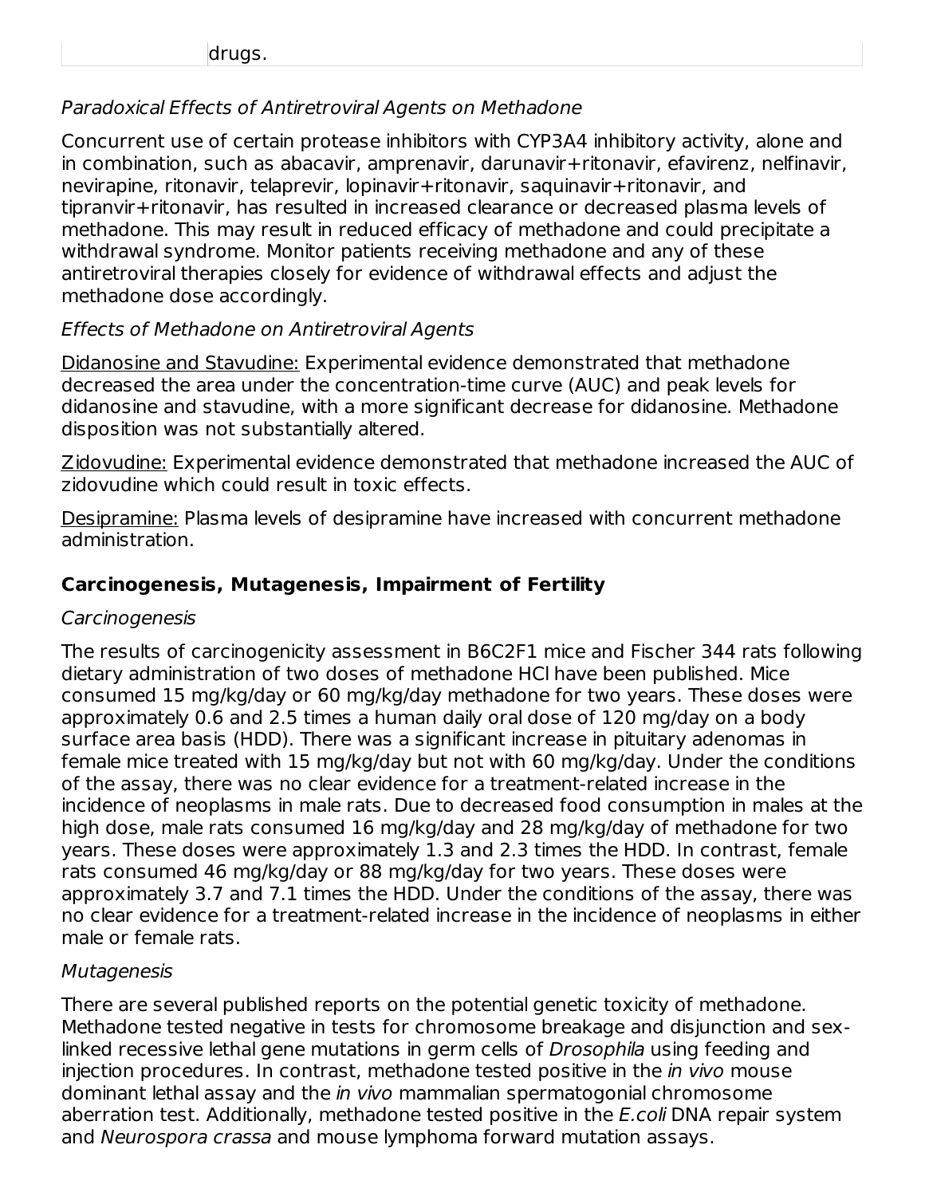| | drugs. |
|---|---|

*Paradoxical Effects of Antiretroviral Agents on Methadone*

Concurrent use of certain protease inhibitors with CYP3A4 inhibitory activity, alone and in combination, such as abacavir, amprenavir, darunavir+ritonavir, efavirenz, nelfinavir, nevirapine, ritonavir, telaprevir, lopinavir+ritonavir, saquinavir+ritonavir, and tipranvir+ritonavir, has resulted in increased clearance or decreased plasma levels of methadone. This may result in reduced efficacy of methadone and could precipitate a withdrawal syndrome. Monitor patients receiving methadone and any of these antiretroviral therapies closely for evidence of withdrawal effects and adjust the methadone dose accordingly.

*Effects of Methadone on Antiretroviral Agents*

Didanosine and Stavudine: Experimental evidence demonstrated that methadone decreased the area under the concentration-time curve (AUC) and peak levels for didanosine and stavudine, with a more significant decrease for didanosine. Methadone disposition was not substantially altered.

Zidovudine: Experimental evidence demonstrated that methadone increased the AUC of zidovudine which could result in toxic effects.

Desipramine: Plasma levels of desipramine have increased with concurrent methadone administration.

**Carcinogenesis, Mutagenesis, Impairment of Fertility**

*Carcinogenesis*

The results of carcinogenicity assessment in B6C2F1 mice and Fischer 344 rats following dietary administration of two doses of methadone HCl have been published. Mice consumed 15 mg/kg/day or 60 mg/kg/day methadone for two years. These doses were approximately 0.6 and 2.5 times a human daily oral dose of 120 mg/day on a body surface area basis (HDD). There was a significant increase in pituitary adenomas in female mice treated with 15 mg/kg/day but not with 60 mg/kg/day. Under the conditions of the assay, there was no clear evidence for a treatment-related increase in the incidence of neoplasms in male rats. Due to decreased food consumption in males at the high dose, male rats consumed 16 mg/kg/day and 28 mg/kg/day of methadone for two years. These doses were approximately 1.3 and 2.3 times the HDD. In contrast, female rats consumed 46 mg/kg/day or 88 mg/kg/day for two years. These doses were approximately 3.7 and 7.1 times the HDD. Under the conditions of the assay, there was no clear evidence for a treatment-related increase in the incidence of neoplasms in either male or female rats.

*Mutagenesis*

There are several published reports on the potential genetic toxicity of methadone. Methadone tested negative in tests for chromosome breakage and disjunction and sex-linked recessive lethal gene mutations in germ cells of *Drosophila* using feeding and injection procedures. In contrast, methadone tested positive in the *in vivo* mouse dominant lethal assay and the *in vivo* mammalian spermatogonial chromosome aberration test. Additionally, methadone tested positive in the *E.coli* DNA repair system and *Neurospora crassa* and mouse lymphoma forward mutation assays.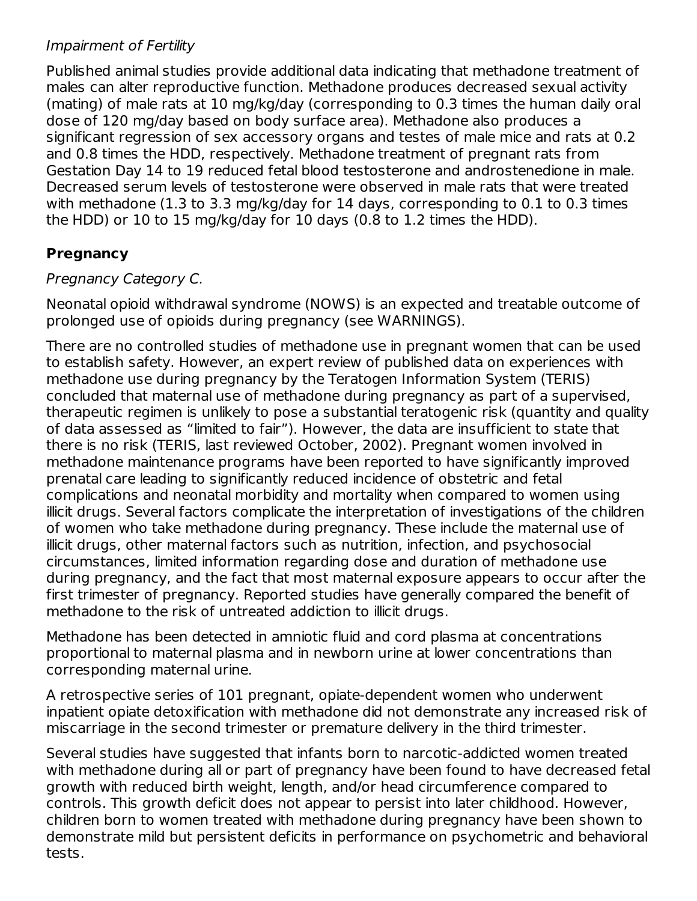*Impairment of Fertility*

Published animal studies provide additional data indicating that methadone treatment of males can alter reproductive function. Methadone produces decreased sexual activity (mating) of male rats at 10 mg/kg/day (corresponding to 0.3 times the human daily oral dose of 120 mg/day based on body surface area). Methadone also produces a significant regression of sex accessory organs and testes of male mice and rats at 0.2 and 0.8 times the HDD, respectively. Methadone treatment of pregnant rats from Gestation Day 14 to 19 reduced fetal blood testosterone and androstenedione in male. Decreased serum levels of testosterone were observed in male rats that were treated with methadone (1.3 to 3.3 mg/kg/day for 14 days, corresponding to 0.1 to 0.3 times the HDD) or 10 to 15 mg/kg/day for 10 days (0.8 to 1.2 times the HDD).

## Pregnancy

*Pregnancy Category C.*

Neonatal opioid withdrawal syndrome (NOWS) is an expected and treatable outcome of prolonged use of opioids during pregnancy (see WARNINGS).

There are no controlled studies of methadone use in pregnant women that can be used to establish safety. However, an expert review of published data on experiences with methadone use during pregnancy by the Teratogen Information System (TERIS) concluded that maternal use of methadone during pregnancy as part of a supervised, therapeutic regimen is unlikely to pose a substantial teratogenic risk (quantity and quality of data assessed as "limited to fair"). However, the data are insufficient to state that there is no risk (TERIS, last reviewed October, 2002). Pregnant women involved in methadone maintenance programs have been reported to have significantly improved prenatal care leading to significantly reduced incidence of obstetric and fetal complications and neonatal morbidity and mortality when compared to women using illicit drugs. Several factors complicate the interpretation of investigations of the children of women who take methadone during pregnancy. These include the maternal use of illicit drugs, other maternal factors such as nutrition, infection, and psychosocial circumstances, limited information regarding dose and duration of methadone use during pregnancy, and the fact that most maternal exposure appears to occur after the first trimester of pregnancy. Reported studies have generally compared the benefit of methadone to the risk of untreated addiction to illicit drugs.

Methadone has been detected in amniotic fluid and cord plasma at concentrations proportional to maternal plasma and in newborn urine at lower concentrations than corresponding maternal urine.

A retrospective series of 101 pregnant, opiate-dependent women who underwent inpatient opiate detoxification with methadone did not demonstrate any increased risk of miscarriage in the second trimester or premature delivery in the third trimester.

Several studies have suggested that infants born to narcotic-addicted women treated with methadone during all or part of pregnancy have been found to have decreased fetal growth with reduced birth weight, length, and/or head circumference compared to controls. This growth deficit does not appear to persist into later childhood. However, children born to women treated with methadone during pregnancy have been shown to demonstrate mild but persistent deficits in performance on psychometric and behavioral tests.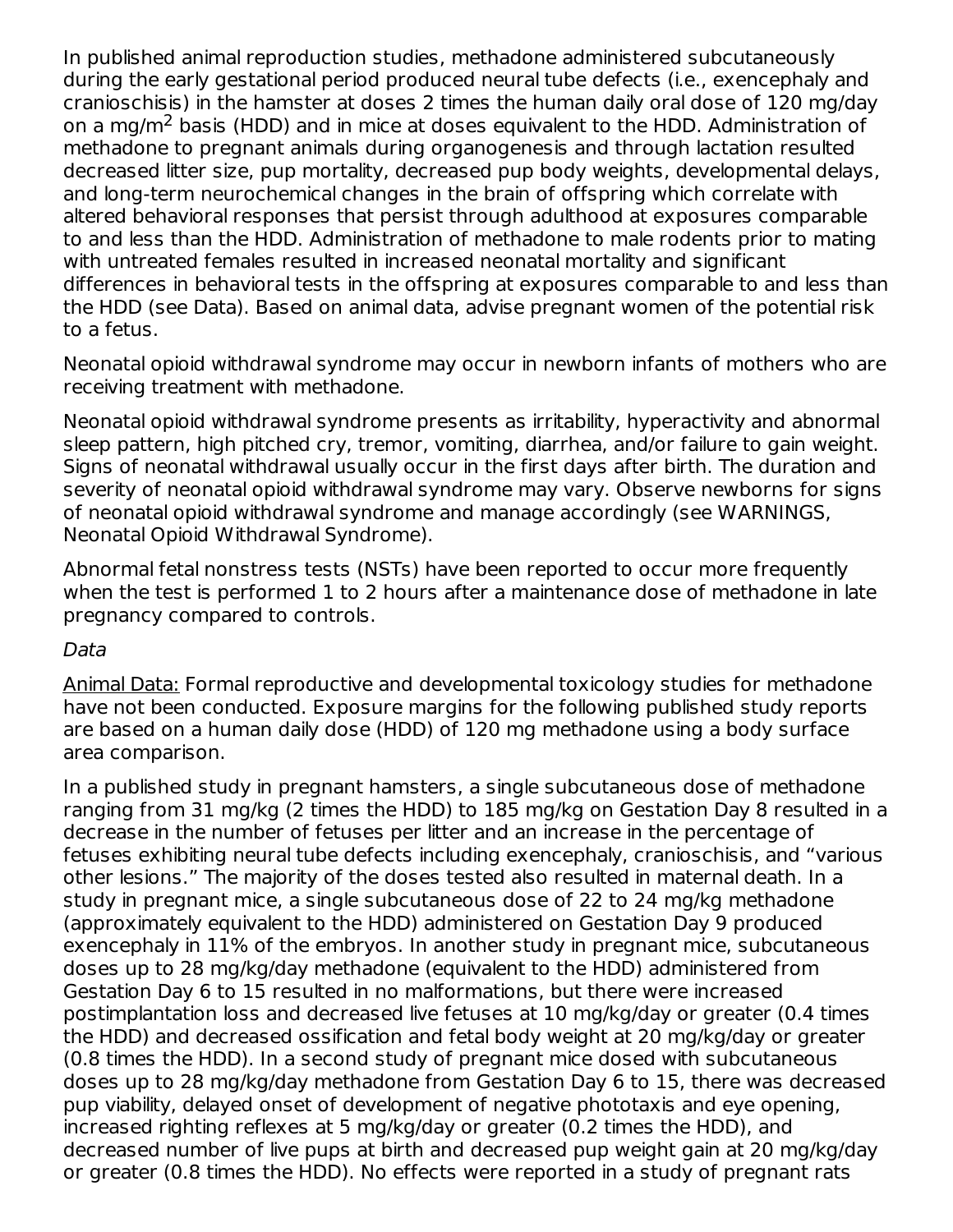In published animal reproduction studies, methadone administered subcutaneously during the early gestational period produced neural tube defects (i.e., exencephaly and cranioschisis) in the hamster at doses 2 times the human daily oral dose of 120 mg/day on a mg/m$^2$ basis (HDD) and in mice at doses equivalent to the HDD. Administration of methadone to pregnant animals during organogenesis and through lactation resulted decreased litter size, pup mortality, decreased pup body weights, developmental delays, and long-term neurochemical changes in the brain of offspring which correlate with altered behavioral responses that persist through adulthood at exposures comparable to and less than the HDD. Administration of methadone to male rodents prior to mating with untreated females resulted in increased neonatal mortality and significant differences in behavioral tests in the offspring at exposures comparable to and less than the HDD (see Data). Based on animal data, advise pregnant women of the potential risk to a fetus.

Neonatal opioid withdrawal syndrome may occur in newborn infants of mothers who are receiving treatment with methadone.

Neonatal opioid withdrawal syndrome presents as irritability, hyperactivity and abnormal sleep pattern, high pitched cry, tremor, vomiting, diarrhea, and/or failure to gain weight. Signs of neonatal withdrawal usually occur in the first days after birth. The duration and severity of neonatal opioid withdrawal syndrome may vary. Observe newborns for signs of neonatal opioid withdrawal syndrome and manage accordingly (see WARNINGS, Neonatal Opioid Withdrawal Syndrome).

Abnormal fetal nonstress tests (NSTs) have been reported to occur more frequently when the test is performed 1 to 2 hours after a maintenance dose of methadone in late pregnancy compared to controls.

*Data*

Animal Data: Formal reproductive and developmental toxicology studies for methadone have not been conducted. Exposure margins for the following published study reports are based on a human daily dose (HDD) of 120 mg methadone using a body surface area comparison.

In a published study in pregnant hamsters, a single subcutaneous dose of methadone ranging from 31 mg/kg (2 times the HDD) to 185 mg/kg on Gestation Day 8 resulted in a decrease in the number of fetuses per litter and an increase in the percentage of fetuses exhibiting neural tube defects including exencephaly, cranioschisis, and "various other lesions." The majority of the doses tested also resulted in maternal death. In a study in pregnant mice, a single subcutaneous dose of 22 to 24 mg/kg methadone (approximately equivalent to the HDD) administered on Gestation Day 9 produced exencephaly in 11% of the embryos. In another study in pregnant mice, subcutaneous doses up to 28 mg/kg/day methadone (equivalent to the HDD) administered from Gestation Day 6 to 15 resulted in no malformations, but there were increased postimplantation loss and decreased live fetuses at 10 mg/kg/day or greater (0.4 times the HDD) and decreased ossification and fetal body weight at 20 mg/kg/day or greater (0.8 times the HDD). In a second study of pregnant mice dosed with subcutaneous doses up to 28 mg/kg/day methadone from Gestation Day 6 to 15, there was decreased pup viability, delayed onset of development of negative phototaxis and eye opening, increased righting reflexes at 5 mg/kg/day or greater (0.2 times the HDD), and decreased number of live pups at birth and decreased pup weight gain at 20 mg/kg/day or greater (0.8 times the HDD). No effects were reported in a study of pregnant rats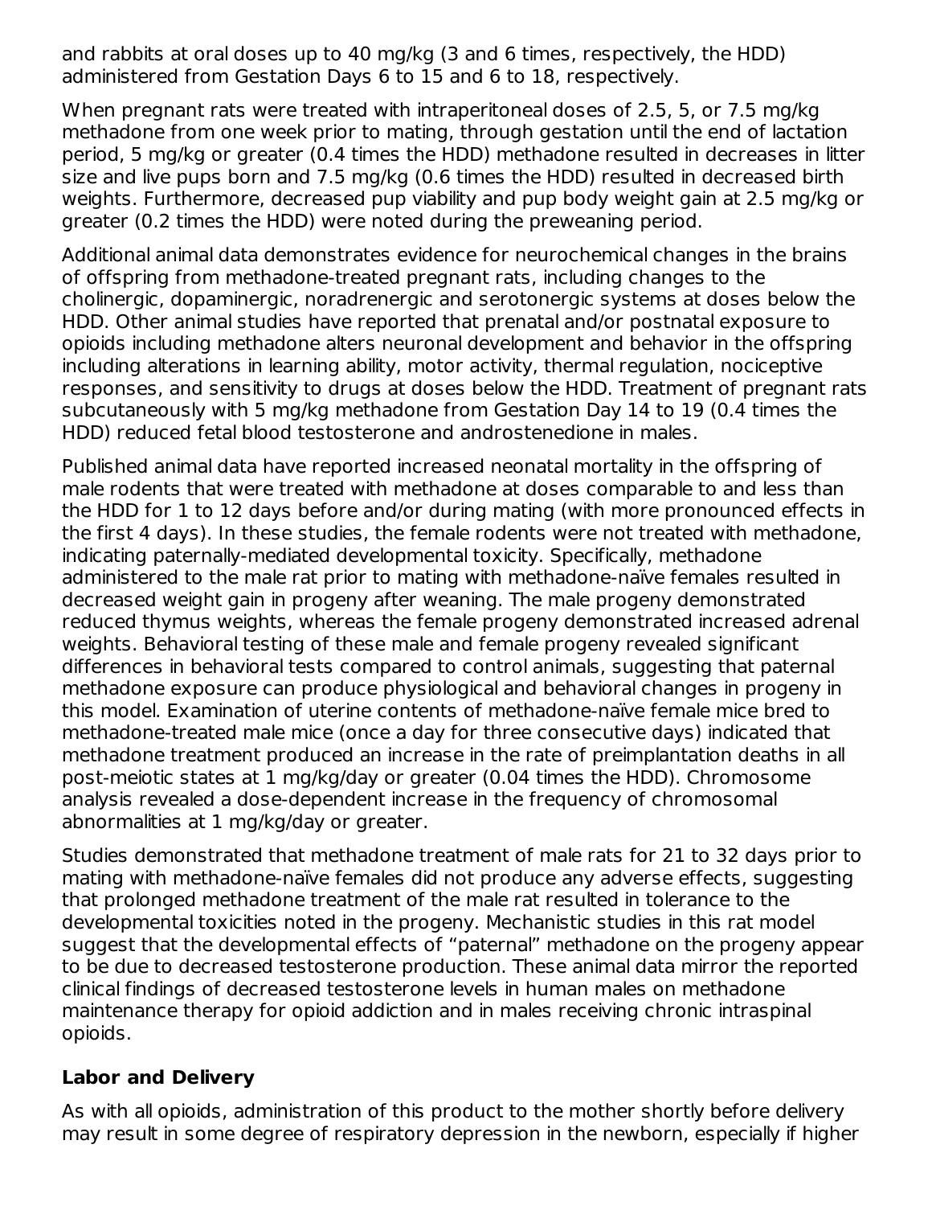and rabbits at oral doses up to 40 mg/kg (3 and 6 times, respectively, the HDD) administered from Gestation Days 6 to 15 and 6 to 18, respectively.

When pregnant rats were treated with intraperitoneal doses of 2.5, 5, or 7.5 mg/kg methadone from one week prior to mating, through gestation until the end of lactation period, 5 mg/kg or greater (0.4 times the HDD) methadone resulted in decreases in litter size and live pups born and 7.5 mg/kg (0.6 times the HDD) resulted in decreased birth weights. Furthermore, decreased pup viability and pup body weight gain at 2.5 mg/kg or greater (0.2 times the HDD) were noted during the preweaning period.

Additional animal data demonstrates evidence for neurochemical changes in the brains of offspring from methadone-treated pregnant rats, including changes to the cholinergic, dopaminergic, noradrenergic and serotonergic systems at doses below the HDD. Other animal studies have reported that prenatal and/or postnatal exposure to opioids including methadone alters neuronal development and behavior in the offspring including alterations in learning ability, motor activity, thermal regulation, nociceptive responses, and sensitivity to drugs at doses below the HDD. Treatment of pregnant rats subcutaneously with 5 mg/kg methadone from Gestation Day 14 to 19 (0.4 times the HDD) reduced fetal blood testosterone and androstenedione in males.

Published animal data have reported increased neonatal mortality in the offspring of male rodents that were treated with methadone at doses comparable to and less than the HDD for 1 to 12 days before and/or during mating (with more pronounced effects in the first 4 days). In these studies, the female rodents were not treated with methadone, indicating paternally-mediated developmental toxicity. Specifically, methadone administered to the male rat prior to mating with methadone-naïve females resulted in decreased weight gain in progeny after weaning. The male progeny demonstrated reduced thymus weights, whereas the female progeny demonstrated increased adrenal weights. Behavioral testing of these male and female progeny revealed significant differences in behavioral tests compared to control animals, suggesting that paternal methadone exposure can produce physiological and behavioral changes in progeny in this model. Examination of uterine contents of methadone-naïve female mice bred to methadone-treated male mice (once a day for three consecutive days) indicated that methadone treatment produced an increase in the rate of preimplantation deaths in all post-meiotic states at 1 mg/kg/day or greater (0.04 times the HDD). Chromosome analysis revealed a dose-dependent increase in the frequency of chromosomal abnormalities at 1 mg/kg/day or greater.

Studies demonstrated that methadone treatment of male rats for 21 to 32 days prior to mating with methadone-naïve females did not produce any adverse effects, suggesting that prolonged methadone treatment of the male rat resulted in tolerance to the developmental toxicities noted in the progeny. Mechanistic studies in this rat model suggest that the developmental effects of "paternal" methadone on the progeny appear to be due to decreased testosterone production. These animal data mirror the reported clinical findings of decreased testosterone levels in human males on methadone maintenance therapy for opioid addiction and in males receiving chronic intraspinal opioids.

**Labor and Delivery**

As with all opioids, administration of this product to the mother shortly before delivery may result in some degree of respiratory depression in the newborn, especially if higher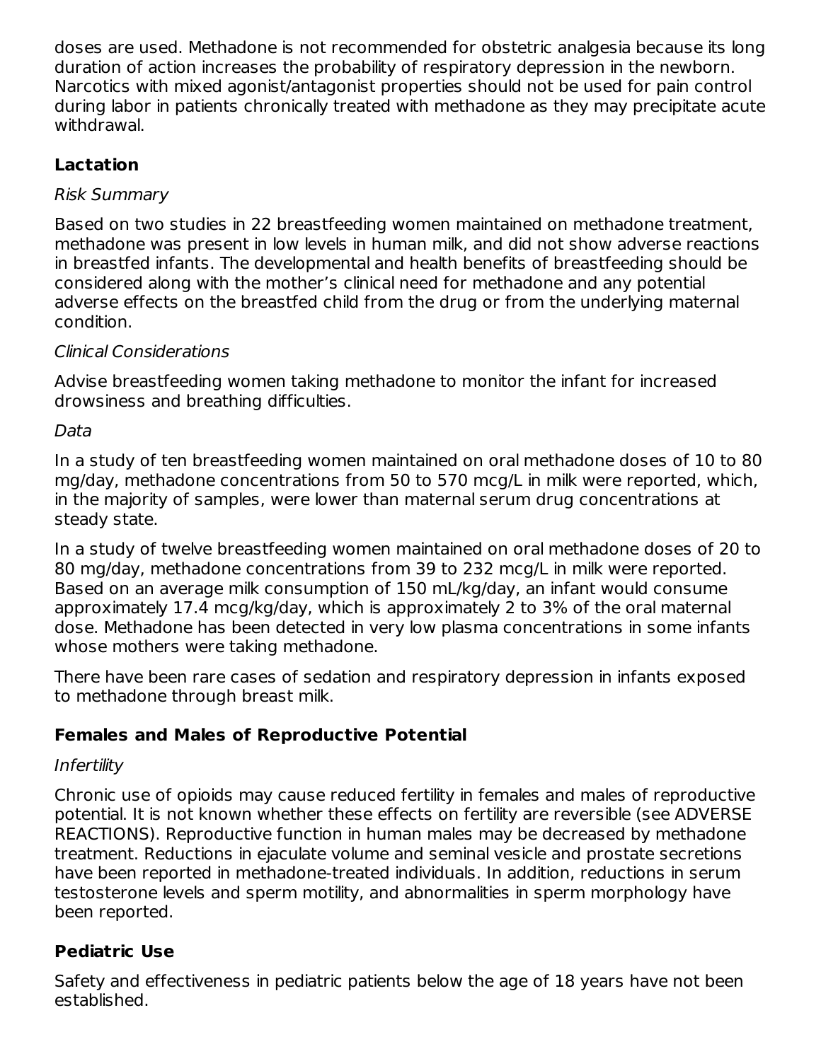doses are used. Methadone is not recommended for obstetric analgesia because its long duration of action increases the probability of respiratory depression in the newborn. Narcotics with mixed agonist/antagonist properties should not be used for pain control during labor in patients chronically treated with methadone as they may precipitate acute withdrawal.

### Lactation

*Risk Summary*

Based on two studies in 22 breastfeeding women maintained on methadone treatment, methadone was present in low levels in human milk, and did not show adverse reactions in breastfed infants. The developmental and health benefits of breastfeeding should be considered along with the mother's clinical need for methadone and any potential adverse effects on the breastfed child from the drug or from the underlying maternal condition.

*Clinical Considerations*

Advise breastfeeding women taking methadone to monitor the infant for increased drowsiness and breathing difficulties.

*Data*

In a study of ten breastfeeding women maintained on oral methadone doses of 10 to 80 mg/day, methadone concentrations from 50 to 570 mcg/L in milk were reported, which, in the majority of samples, were lower than maternal serum drug concentrations at steady state.

In a study of twelve breastfeeding women maintained on oral methadone doses of 20 to 80 mg/day, methadone concentrations from 39 to 232 mcg/L in milk were reported. Based on an average milk consumption of 150 mL/kg/day, an infant would consume approximately 17.4 mcg/kg/day, which is approximately 2 to 3% of the oral maternal dose. Methadone has been detected in very low plasma concentrations in some infants whose mothers were taking methadone.

There have been rare cases of sedation and respiratory depression in infants exposed to methadone through breast milk.

### Females and Males of Reproductive Potential

*Infertility*

Chronic use of opioids may cause reduced fertility in females and males of reproductive potential. It is not known whether these effects on fertility are reversible (see ADVERSE REACTIONS). Reproductive function in human males may be decreased by methadone treatment. Reductions in ejaculate volume and seminal vesicle and prostate secretions have been reported in methadone-treated individuals. In addition, reductions in serum testosterone levels and sperm motility, and abnormalities in sperm morphology have been reported.

### Pediatric Use

Safety and effectiveness in pediatric patients below the age of 18 years have not been established.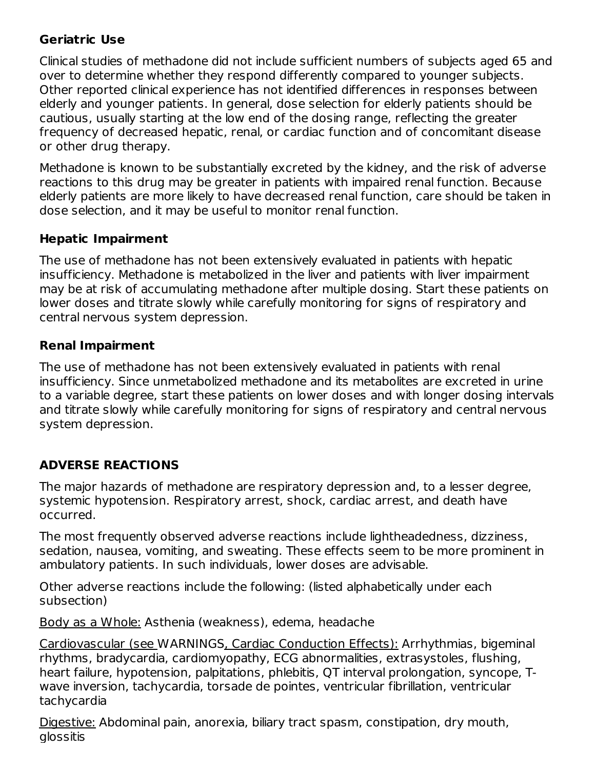### Geriatric Use

Clinical studies of methadone did not include sufficient numbers of subjects aged 65 and over to determine whether they respond differently compared to younger subjects. Other reported clinical experience has not identified differences in responses between elderly and younger patients. In general, dose selection for elderly patients should be cautious, usually starting at the low end of the dosing range, reflecting the greater frequency of decreased hepatic, renal, or cardiac function and of concomitant disease or other drug therapy.

Methadone is known to be substantially excreted by the kidney, and the risk of adverse reactions to this drug may be greater in patients with impaired renal function. Because elderly patients are more likely to have decreased renal function, care should be taken in dose selection, and it may be useful to monitor renal function.

### Hepatic Impairment

The use of methadone has not been extensively evaluated in patients with hepatic insufficiency. Methadone is metabolized in the liver and patients with liver impairment may be at risk of accumulating methadone after multiple dosing. Start these patients on lower doses and titrate slowly while carefully monitoring for signs of respiratory and central nervous system depression.

### Renal Impairment

The use of methadone has not been extensively evaluated in patients with renal insufficiency. Since unmetabolized methadone and its metabolites are excreted in urine to a variable degree, start these patients on lower doses and with longer dosing intervals and titrate slowly while carefully monitoring for signs of respiratory and central nervous system depression.

## ADVERSE REACTIONS

The major hazards of methadone are respiratory depression and, to a lesser degree, systemic hypotension. Respiratory arrest, shock, cardiac arrest, and death have occurred.

The most frequently observed adverse reactions include lightheadedness, dizziness, sedation, nausea, vomiting, and sweating. These effects seem to be more prominent in ambulatory patients. In such individuals, lower doses are advisable.

Other adverse reactions include the following: (listed alphabetically under each subsection)

Body as a Whole: Asthenia (weakness), edema, headache

Cardiovascular (see WARNINGS, Cardiac Conduction Effects): Arrhythmias, bigeminal rhythms, bradycardia, cardiomyopathy, ECG abnormalities, extrasystoles, flushing, heart failure, hypotension, palpitations, phlebitis, QT interval prolongation, syncope, T-wave inversion, tachycardia, torsade de pointes, ventricular fibrillation, ventricular tachycardia

Digestive: Abdominal pain, anorexia, biliary tract spasm, constipation, dry mouth, glossitis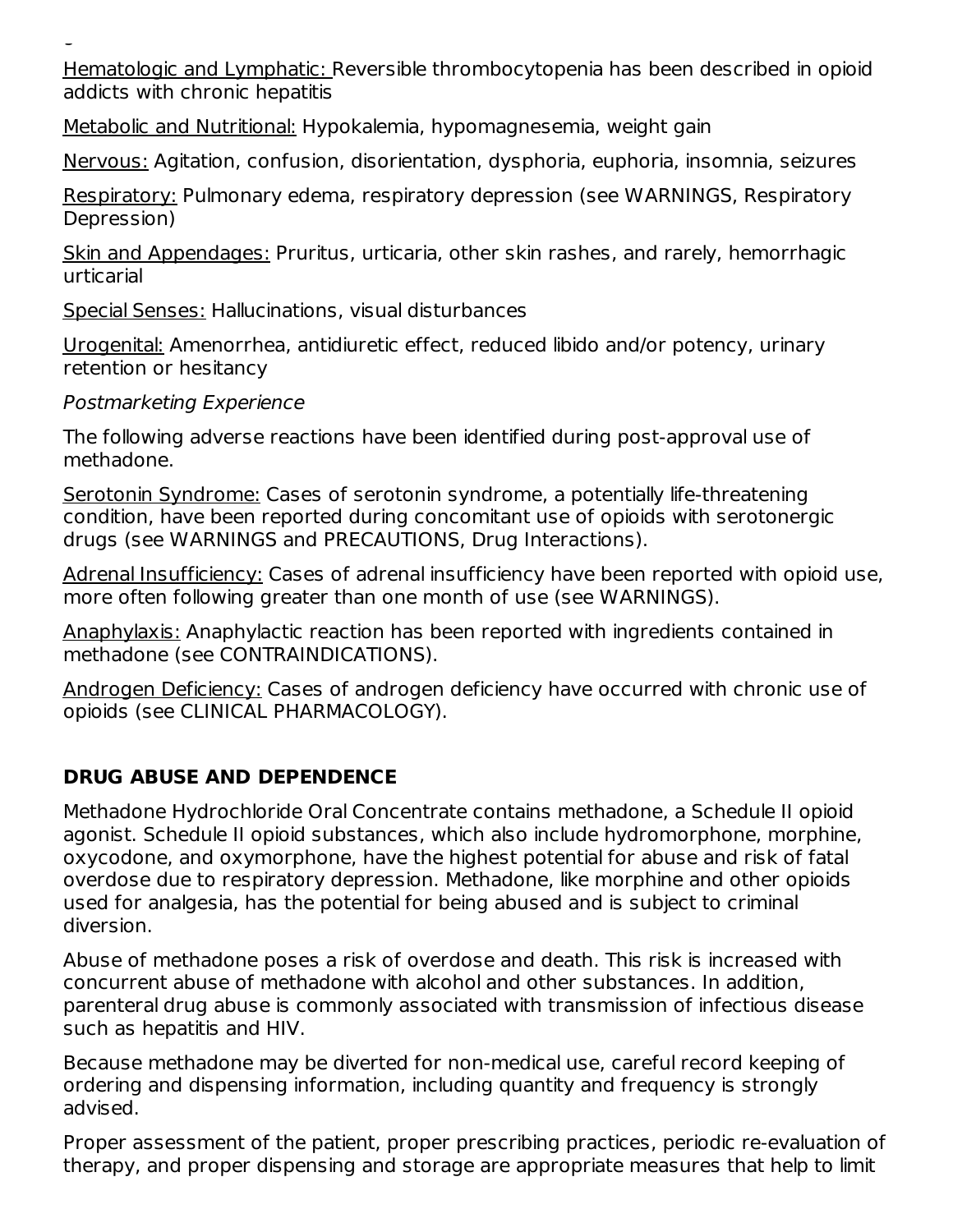Hematologic and Lymphatic: Reversible thrombocytopenia has been described in opioid addicts with chronic hepatitis

Metabolic and Nutritional: Hypokalemia, hypomagnesemia, weight gain

Nervous: Agitation, confusion, disorientation, dysphoria, euphoria, insomnia, seizures

Respiratory: Pulmonary edema, respiratory depression (see WARNINGS, Respiratory Depression)

Skin and Appendages: Pruritus, urticaria, other skin rashes, and rarely, hemorrhagic urticarial

Special Senses: Hallucinations, visual disturbances

Urogenital: Amenorrhea, antidiuretic effect, reduced libido and/or potency, urinary retention or hesitancy

*Postmarketing Experience*

The following adverse reactions have been identified during post-approval use of methadone.

Serotonin Syndrome: Cases of serotonin syndrome, a potentially life-threatening condition, have been reported during concomitant use of opioids with serotonergic drugs (see WARNINGS and PRECAUTIONS, Drug Interactions).

Adrenal Insufficiency: Cases of adrenal insufficiency have been reported with opioid use, more often following greater than one month of use (see WARNINGS).

Anaphylaxis: Anaphylactic reaction has been reported with ingredients contained in methadone (see CONTRAINDICATIONS).

Androgen Deficiency: Cases of androgen deficiency have occurred with chronic use of opioids (see CLINICAL PHARMACOLOGY).

## DRUG ABUSE AND DEPENDENCE

Methadone Hydrochloride Oral Concentrate contains methadone, a Schedule II opioid agonist. Schedule II opioid substances, which also include hydromorphone, morphine, oxycodone, and oxymorphone, have the highest potential for abuse and risk of fatal overdose due to respiratory depression. Methadone, like morphine and other opioids used for analgesia, has the potential for being abused and is subject to criminal diversion.

Abuse of methadone poses a risk of overdose and death. This risk is increased with concurrent abuse of methadone with alcohol and other substances. In addition, parenteral drug abuse is commonly associated with transmission of infectious disease such as hepatitis and HIV.

Because methadone may be diverted for non-medical use, careful record keeping of ordering and dispensing information, including quantity and frequency is strongly advised.

Proper assessment of the patient, proper prescribing practices, periodic re-evaluation of therapy, and proper dispensing and storage are appropriate measures that help to limit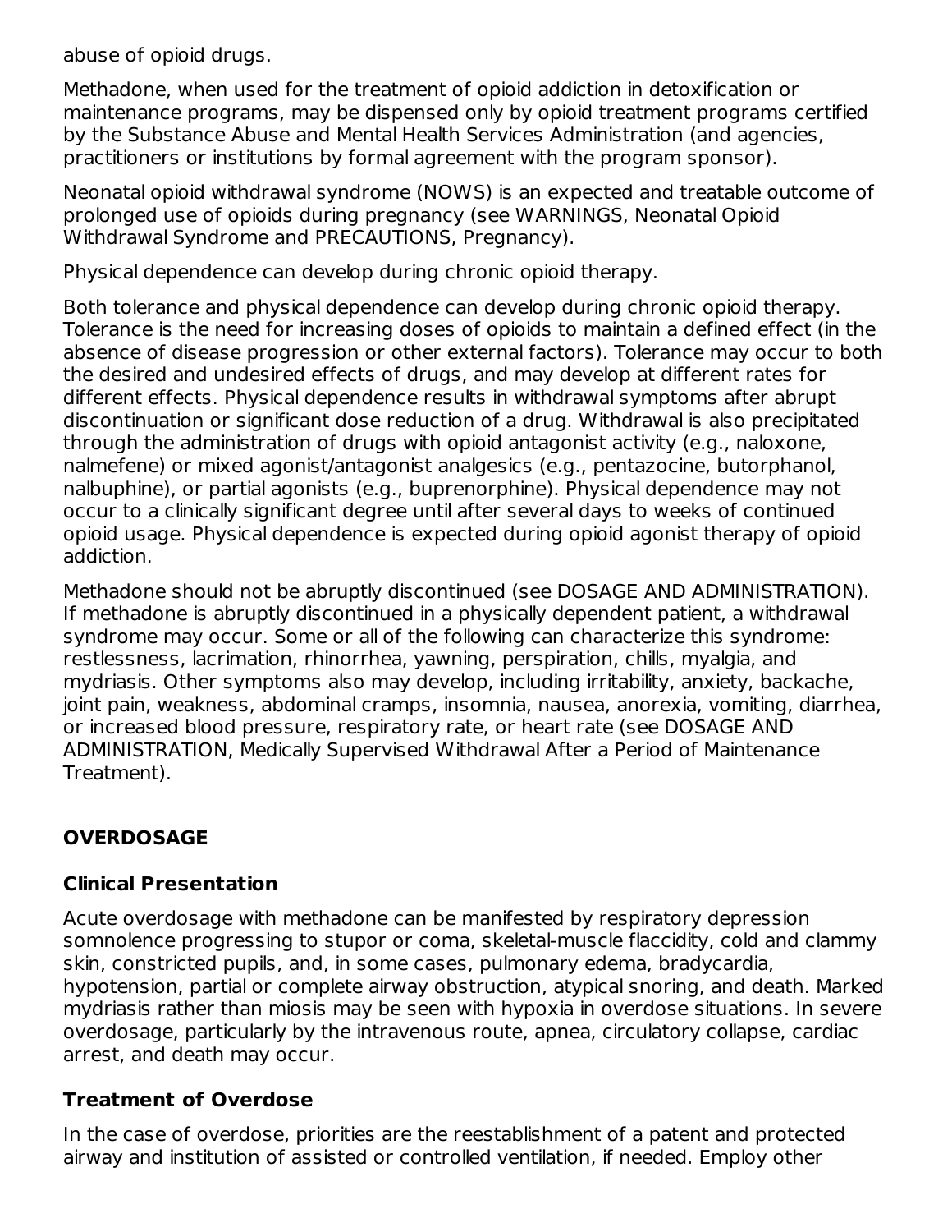abuse of opioid drugs.

Methadone, when used for the treatment of opioid addiction in detoxification or maintenance programs, may be dispensed only by opioid treatment programs certified by the Substance Abuse and Mental Health Services Administration (and agencies, practitioners or institutions by formal agreement with the program sponsor).

Neonatal opioid withdrawal syndrome (NOWS) is an expected and treatable outcome of prolonged use of opioids during pregnancy (see WARNINGS, Neonatal Opioid Withdrawal Syndrome and PRECAUTIONS, Pregnancy).

Physical dependence can develop during chronic opioid therapy.

Both tolerance and physical dependence can develop during chronic opioid therapy. Tolerance is the need for increasing doses of opioids to maintain a defined effect (in the absence of disease progression or other external factors). Tolerance may occur to both the desired and undesired effects of drugs, and may develop at different rates for different effects. Physical dependence results in withdrawal symptoms after abrupt discontinuation or significant dose reduction of a drug. Withdrawal is also precipitated through the administration of drugs with opioid antagonist activity (e.g., naloxone, nalmefene) or mixed agonist/antagonist analgesics (e.g., pentazocine, butorphanol, nalbuphine), or partial agonists (e.g., buprenorphine). Physical dependence may not occur to a clinically significant degree until after several days to weeks of continued opioid usage. Physical dependence is expected during opioid agonist therapy of opioid addiction.

Methadone should not be abruptly discontinued (see DOSAGE AND ADMINISTRATION). If methadone is abruptly discontinued in a physically dependent patient, a withdrawal syndrome may occur. Some or all of the following can characterize this syndrome: restlessness, lacrimation, rhinorrhea, yawning, perspiration, chills, myalgia, and mydriasis. Other symptoms also may develop, including irritability, anxiety, backache, joint pain, weakness, abdominal cramps, insomnia, nausea, anorexia, vomiting, diarrhea, or increased blood pressure, respiratory rate, or heart rate (see DOSAGE AND ADMINISTRATION, Medically Supervised Withdrawal After a Period of Maintenance Treatment).

## OVERDOSAGE

### Clinical Presentation

Acute overdosage with methadone can be manifested by respiratory depression somnolence progressing to stupor or coma, skeletal-muscle flaccidity, cold and clammy skin, constricted pupils, and, in some cases, pulmonary edema, bradycardia, hypotension, partial or complete airway obstruction, atypical snoring, and death. Marked mydriasis rather than miosis may be seen with hypoxia in overdose situations. In severe overdosage, particularly by the intravenous route, apnea, circulatory collapse, cardiac arrest, and death may occur.

### Treatment of Overdose

In the case of overdose, priorities are the reestablishment of a patent and protected airway and institution of assisted or controlled ventilation, if needed. Employ other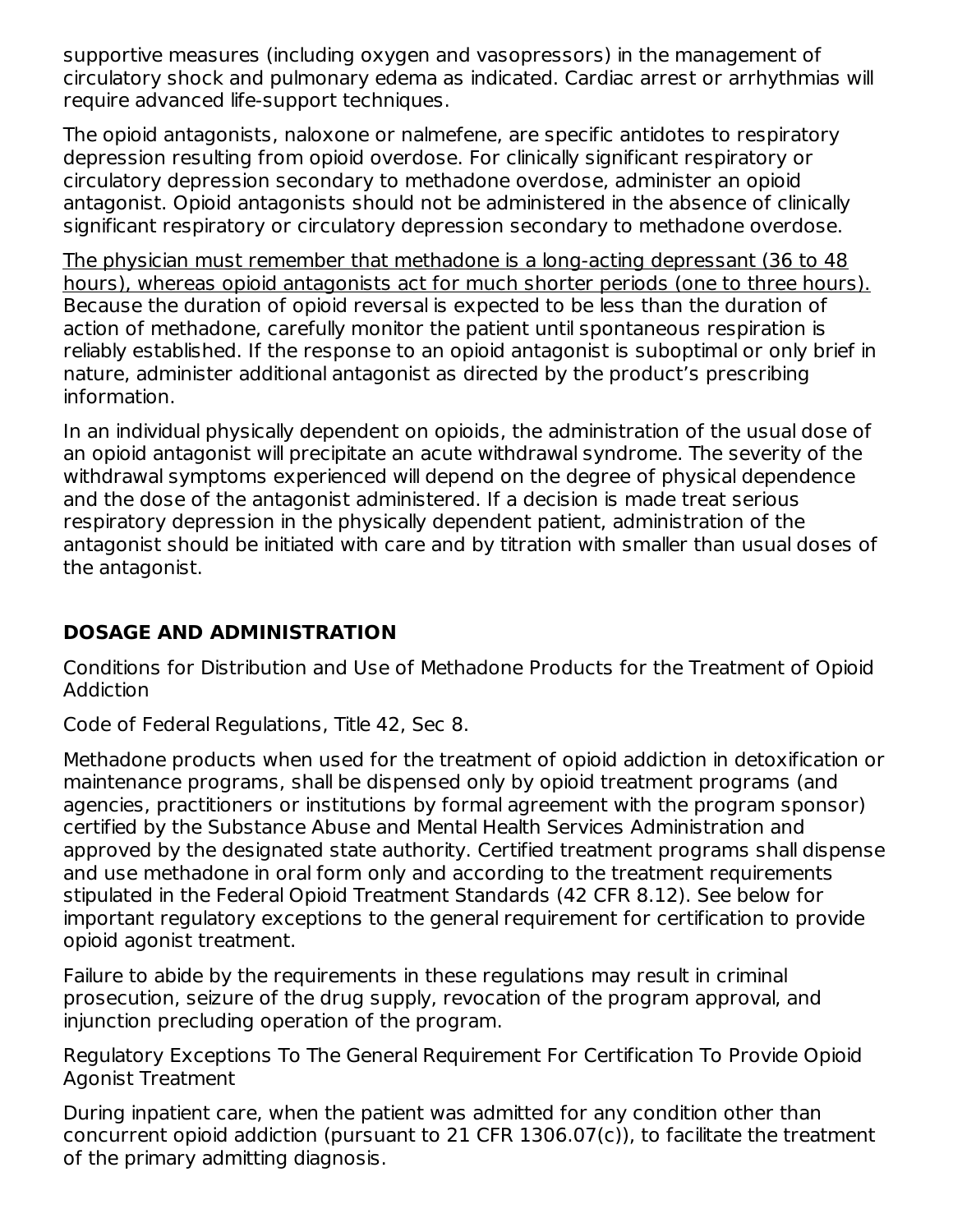supportive measures (including oxygen and vasopressors) in the management of circulatory shock and pulmonary edema as indicated. Cardiac arrest or arrhythmias will require advanced life-support techniques.

The opioid antagonists, naloxone or nalmefene, are specific antidotes to respiratory depression resulting from opioid overdose. For clinically significant respiratory or circulatory depression secondary to methadone overdose, administer an opioid antagonist. Opioid antagonists should not be administered in the absence of clinically significant respiratory or circulatory depression secondary to methadone overdose.

<u>The physician must remember that methadone is a long-acting depressant (36 to 48 hours), whereas opioid antagonists act for much shorter periods (one to three hours).</u> Because the duration of opioid reversal is expected to be less than the duration of action of methadone, carefully monitor the patient until spontaneous respiration is reliably established. If the response to an opioid antagonist is suboptimal or only brief in nature, administer additional antagonist as directed by the product's prescribing information.

In an individual physically dependent on opioids, the administration of the usual dose of an opioid antagonist will precipitate an acute withdrawal syndrome. The severity of the withdrawal symptoms experienced will depend on the degree of physical dependence and the dose of the antagonist administered. If a decision is made treat serious respiratory depression in the physically dependent patient, administration of the antagonist should be initiated with care and by titration with smaller than usual doses of the antagonist.

## DOSAGE AND ADMINISTRATION

Conditions for Distribution and Use of Methadone Products for the Treatment of Opioid Addiction

Code of Federal Regulations, Title 42, Sec 8.

Methadone products when used for the treatment of opioid addiction in detoxification or maintenance programs, shall be dispensed only by opioid treatment programs (and agencies, practitioners or institutions by formal agreement with the program sponsor) certified by the Substance Abuse and Mental Health Services Administration and approved by the designated state authority. Certified treatment programs shall dispense and use methadone in oral form only and according to the treatment requirements stipulated in the Federal Opioid Treatment Standards (42 CFR 8.12). See below for important regulatory exceptions to the general requirement for certification to provide opioid agonist treatment.

Failure to abide by the requirements in these regulations may result in criminal prosecution, seizure of the drug supply, revocation of the program approval, and injunction precluding operation of the program.

Regulatory Exceptions To The General Requirement For Certification To Provide Opioid Agonist Treatment

During inpatient care, when the patient was admitted for any condition other than concurrent opioid addiction (pursuant to 21 CFR 1306.07(c)), to facilitate the treatment of the primary admitting diagnosis.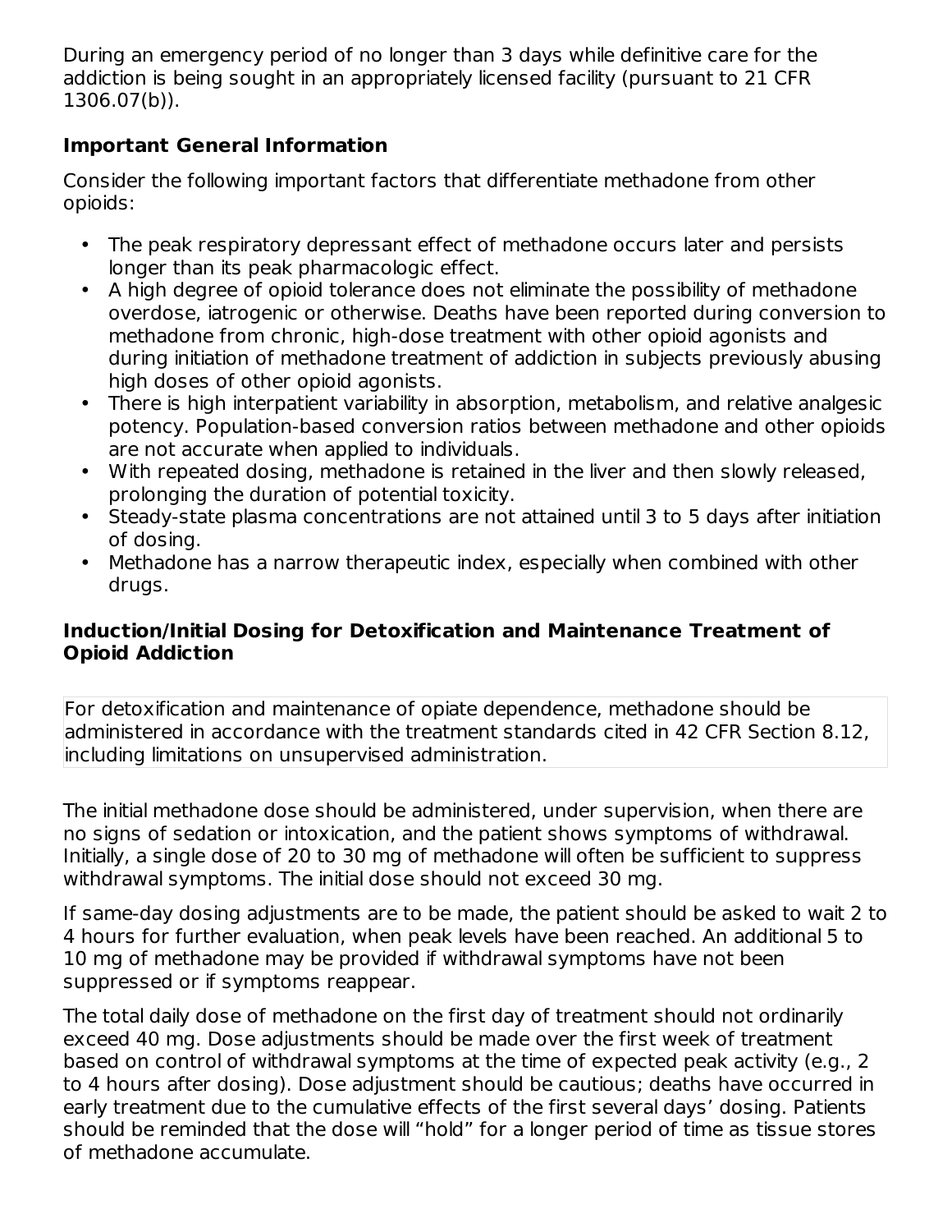During an emergency period of no longer than 3 days while definitive care for the addiction is being sought in an appropriately licensed facility (pursuant to 21 CFR 1306.07(b)).

**Important General Information**

Consider the following important factors that differentiate methadone from other opioids:

- The peak respiratory depressant effect of methadone occurs later and persists longer than its peak pharmacologic effect.
- A high degree of opioid tolerance does not eliminate the possibility of methadone overdose, iatrogenic or otherwise. Deaths have been reported during conversion to methadone from chronic, high-dose treatment with other opioid agonists and during initiation of methadone treatment of addiction in subjects previously abusing high doses of other opioid agonists.
- There is high interpatient variability in absorption, metabolism, and relative analgesic potency. Population-based conversion ratios between methadone and other opioids are not accurate when applied to individuals.
- With repeated dosing, methadone is retained in the liver and then slowly released, prolonging the duration of potential toxicity.
- Steady-state plasma concentrations are not attained until 3 to 5 days after initiation of dosing.
- Methadone has a narrow therapeutic index, especially when combined with other drugs.

**Induction/Initial Dosing for Detoxification and Maintenance Treatment of Opioid Addiction**

For detoxification and maintenance of opiate dependence, methadone should be administered in accordance with the treatment standards cited in 42 CFR Section 8.12, including limitations on unsupervised administration.

The initial methadone dose should be administered, under supervision, when there are no signs of sedation or intoxication, and the patient shows symptoms of withdrawal. Initially, a single dose of 20 to 30 mg of methadone will often be sufficient to suppress withdrawal symptoms. The initial dose should not exceed 30 mg.

If same-day dosing adjustments are to be made, the patient should be asked to wait 2 to 4 hours for further evaluation, when peak levels have been reached. An additional 5 to 10 mg of methadone may be provided if withdrawal symptoms have not been suppressed or if symptoms reappear.

The total daily dose of methadone on the first day of treatment should not ordinarily exceed 40 mg. Dose adjustments should be made over the first week of treatment based on control of withdrawal symptoms at the time of expected peak activity (e.g., 2 to 4 hours after dosing). Dose adjustment should be cautious; deaths have occurred in early treatment due to the cumulative effects of the first several days' dosing. Patients should be reminded that the dose will "hold" for a longer period of time as tissue stores of methadone accumulate.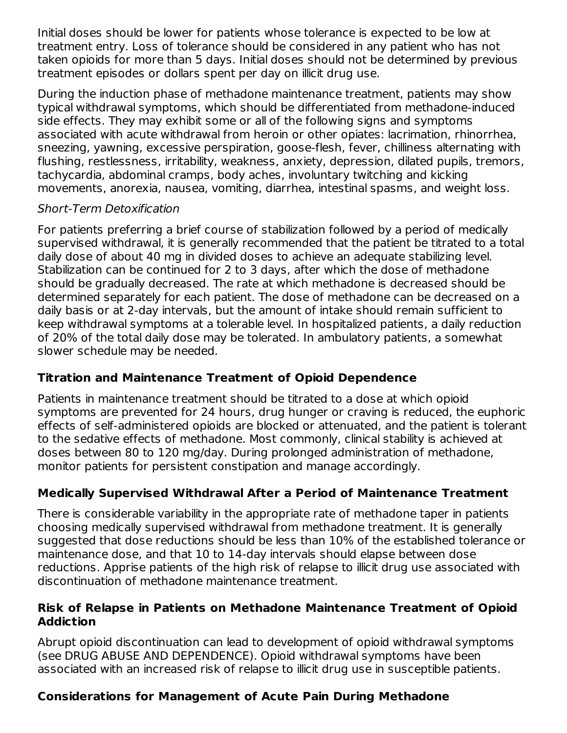Initial doses should be lower for patients whose tolerance is expected to be low at treatment entry. Loss of tolerance should be considered in any patient who has not taken opioids for more than 5 days. Initial doses should not be determined by previous treatment episodes or dollars spent per day on illicit drug use.

During the induction phase of methadone maintenance treatment, patients may show typical withdrawal symptoms, which should be differentiated from methadone-induced side effects. They may exhibit some or all of the following signs and symptoms associated with acute withdrawal from heroin or other opiates: lacrimation, rhinorrhea, sneezing, yawning, excessive perspiration, goose-flesh, fever, chilliness alternating with flushing, restlessness, irritability, weakness, anxiety, depression, dilated pupils, tremors, tachycardia, abdominal cramps, body aches, involuntary twitching and kicking movements, anorexia, nausea, vomiting, diarrhea, intestinal spasms, and weight loss.

*Short-Term Detoxification*

For patients preferring a brief course of stabilization followed by a period of medically supervised withdrawal, it is generally recommended that the patient be titrated to a total daily dose of about 40 mg in divided doses to achieve an adequate stabilizing level. Stabilization can be continued for 2 to 3 days, after which the dose of methadone should be gradually decreased. The rate at which methadone is decreased should be determined separately for each patient. The dose of methadone can be decreased on a daily basis or at 2-day intervals, but the amount of intake should remain sufficient to keep withdrawal symptoms at a tolerable level. In hospitalized patients, a daily reduction of 20% of the total daily dose may be tolerated. In ambulatory patients, a somewhat slower schedule may be needed.

## Titration and Maintenance Treatment of Opioid Dependence

Patients in maintenance treatment should be titrated to a dose at which opioid symptoms are prevented for 24 hours, drug hunger or craving is reduced, the euphoric effects of self-administered opioids are blocked or attenuated, and the patient is tolerant to the sedative effects of methadone. Most commonly, clinical stability is achieved at doses between 80 to 120 mg/day. During prolonged administration of methadone, monitor patients for persistent constipation and manage accordingly.

## Medically Supervised Withdrawal After a Period of Maintenance Treatment

There is considerable variability in the appropriate rate of methadone taper in patients choosing medically supervised withdrawal from methadone treatment. It is generally suggested that dose reductions should be less than 10% of the established tolerance or maintenance dose, and that 10 to 14-day intervals should elapse between dose reductions. Apprise patients of the high risk of relapse to illicit drug use associated with discontinuation of methadone maintenance treatment.

## Risk of Relapse in Patients on Methadone Maintenance Treatment of Opioid Addiction

Abrupt opioid discontinuation can lead to development of opioid withdrawal symptoms (see DRUG ABUSE AND DEPENDENCE). Opioid withdrawal symptoms have been associated with an increased risk of relapse to illicit drug use in susceptible patients.

## Considerations for Management of Acute Pain During Methadone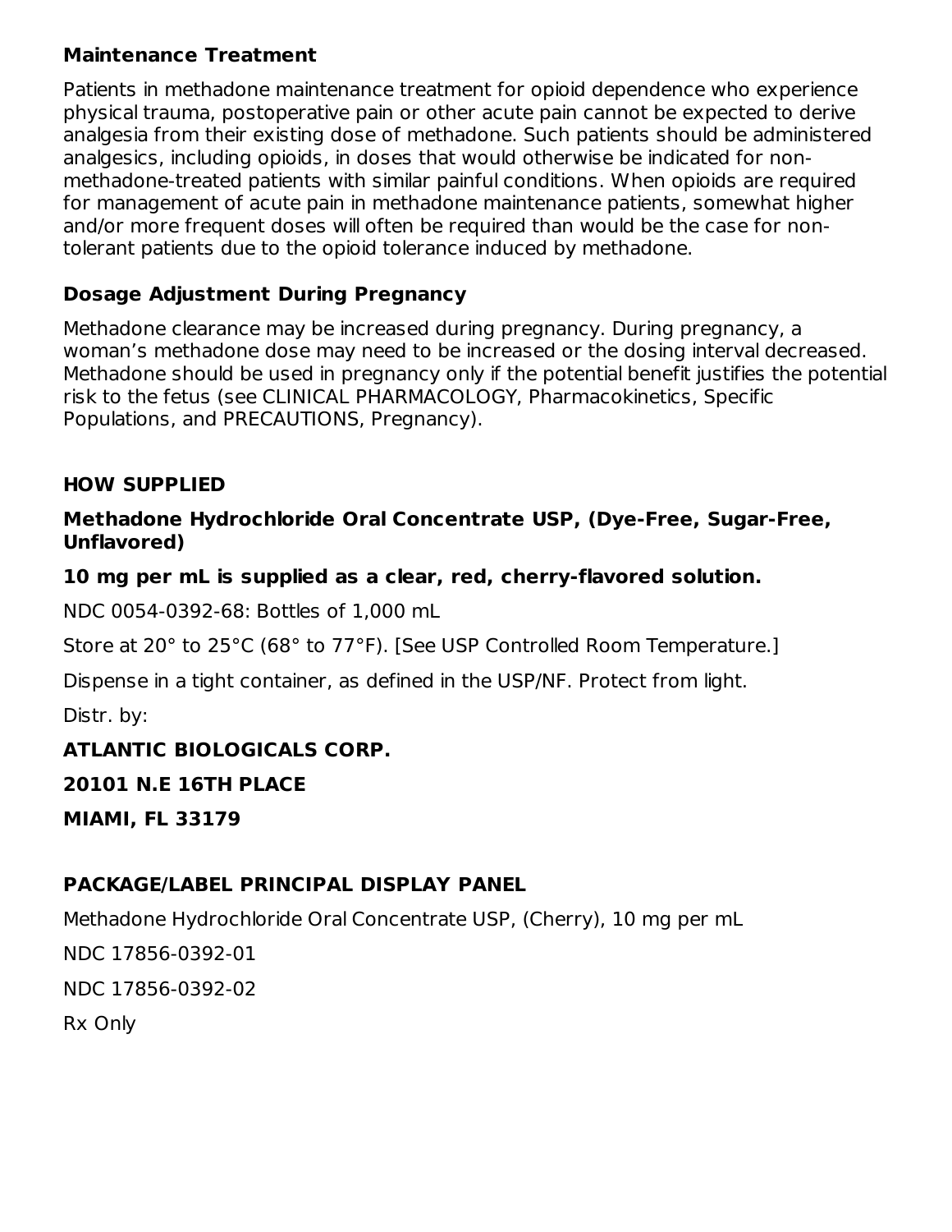### Maintenance Treatment

Patients in methadone maintenance treatment for opioid dependence who experience physical trauma, postoperative pain or other acute pain cannot be expected to derive analgesia from their existing dose of methadone. Such patients should be administered analgesics, including opioids, in doses that would otherwise be indicated for non-methadone-treated patients with similar painful conditions. When opioids are required for management of acute pain in methadone maintenance patients, somewhat higher and/or more frequent doses will often be required than would be the case for non-tolerant patients due to the opioid tolerance induced by methadone.

### Dosage Adjustment During Pregnancy

Methadone clearance may be increased during pregnancy. During pregnancy, a woman's methadone dose may need to be increased or the dosing interval decreased. Methadone should be used in pregnancy only if the potential benefit justifies the potential risk to the fetus (see CLINICAL PHARMACOLOGY, Pharmacokinetics, Specific Populations, and PRECAUTIONS, Pregnancy).

## HOW SUPPLIED

**Methadone Hydrochloride Oral Concentrate USP, (Dye-Free, Sugar-Free, Unflavored)**

**10 mg per mL is supplied as a clear, red, cherry-flavored solution.**

NDC 0054-0392-68: Bottles of 1,000 mL

Store at 20° to 25°C (68° to 77°F). [See USP Controlled Room Temperature.]

Dispense in a tight container, as defined in the USP/NF. Protect from light.

Distr. by:

**ATLANTIC BIOLOGICALS CORP.**

**20101 N.E 16TH PLACE**

**MIAMI, FL 33179**

## PACKAGE/LABEL PRINCIPAL DISPLAY PANEL

Methadone Hydrochloride Oral Concentrate USP, (Cherry), 10 mg per mL

NDC 17856-0392-01

NDC 17856-0392-02

Rx Only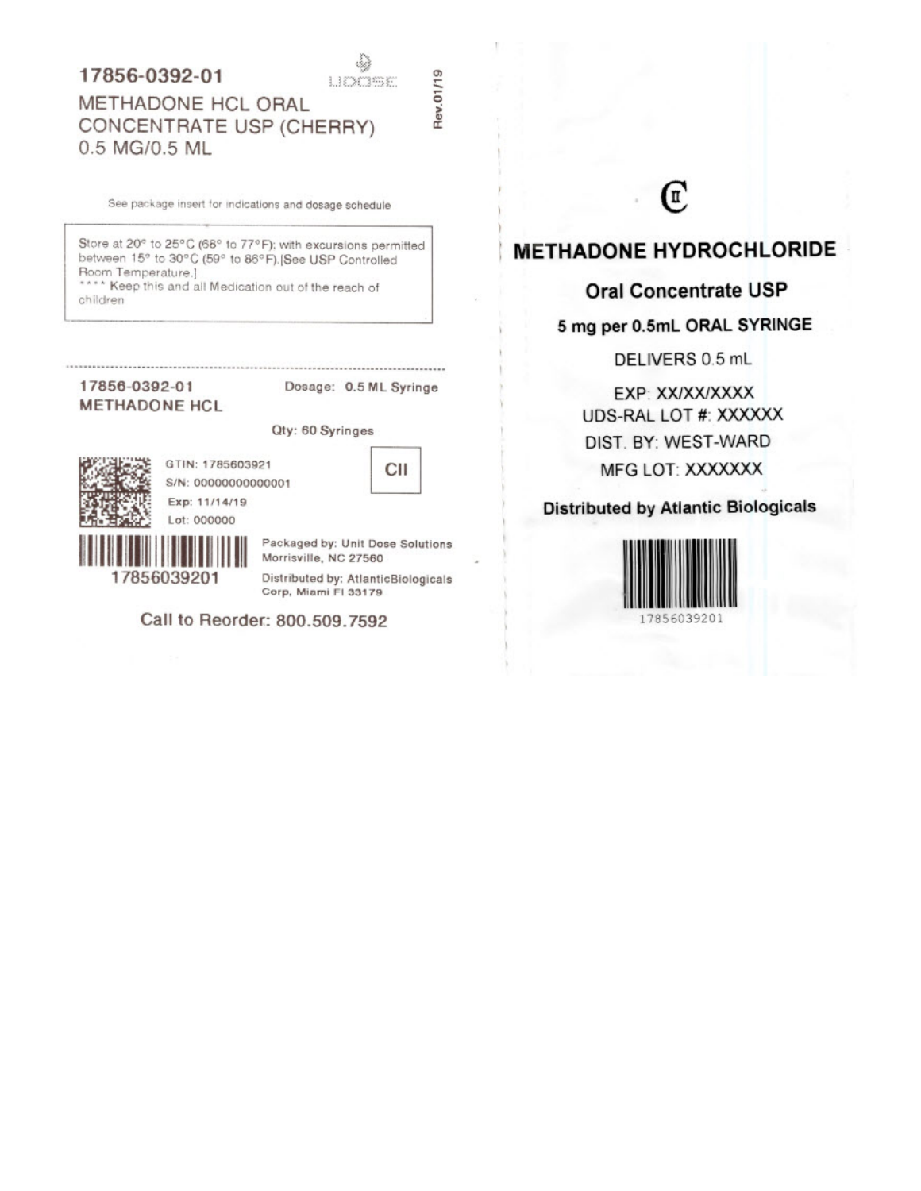17856-0392-01

UDOSE

Rev.01/19

METHADONE HCL ORAL CONCENTRATE USP (CHERRY) 0.5 MG/0.5 ML

See package insert for indications and dosage schedule

Store at 20° to 25°C (68° to 77°F); with excursions permitted between 15° to 30°C (59° to 86°F).[See USP Controlled Room Temperature.]
**** Keep this and all Medication out of the reach of children

17856-0392-01
METHADONE HCL

Dosage: 0.5 ML Syringe

Qty: 60 Syringes

GTIN: 1785603921
S/N: 00000000000001
Exp: 11/14/19
Lot: 000000

CII

17856039201

Packaged by: Unit Dose Solutions Morrisville, NC 27560

Distributed by: AtlanticBiologicals Corp, Miami Fl 33179

Call to Reorder: 800.509.7592

CII

**METHADONE HYDROCHLORIDE**

**Oral Concentrate USP**

**5 mg per 0.5mL ORAL SYRINGE**

DELIVERS 0.5 mL

EXP: XX/XX/XXXX
UDS-RAL LOT #: XXXXXX
DIST. BY: WEST-WARD
MFG LOT: XXXXXXX

**Distributed by Atlantic Biologicals**

17856039201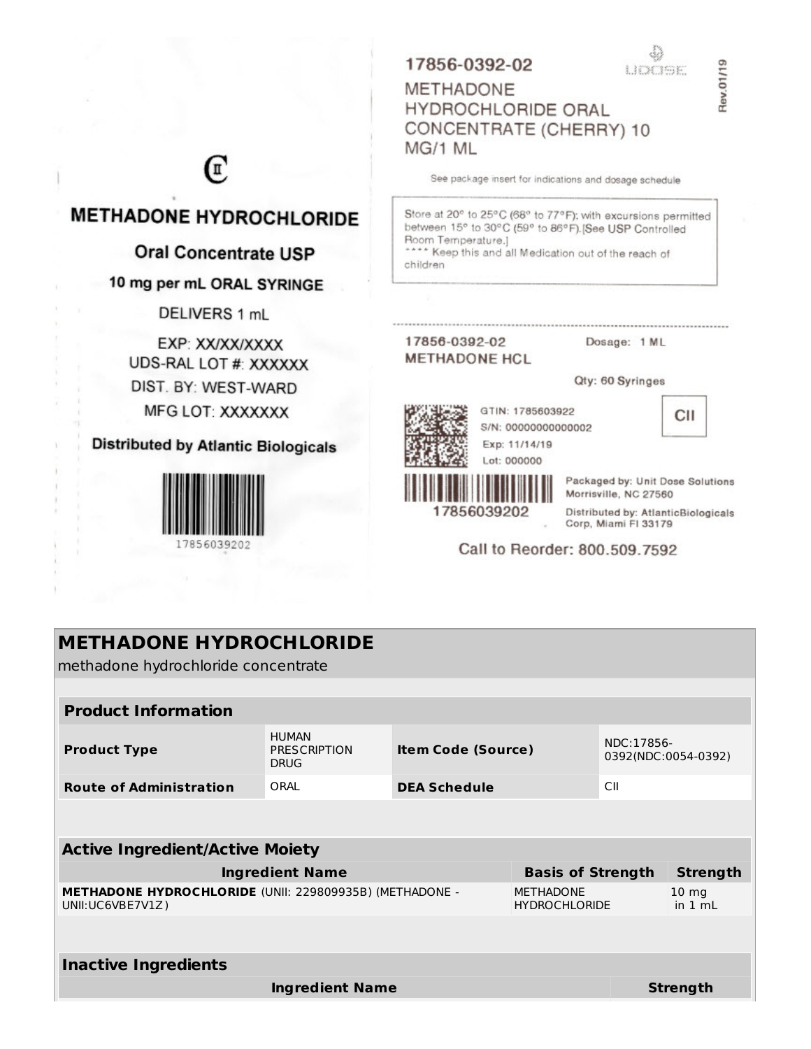CII

**METHADONE HYDROCHLORIDE**

**Oral Concentrate USP**

**10 mg per mL ORAL SYRINGE**

DELIVERS 1 mL

EXP: XX/XX/XXXX

UDS-RAL LOT #: XXXXXX

DIST. BY: WEST-WARD

MFG LOT: XXXXXXX

**Distributed by Atlantic Biologicals**

17856039202

17856-0392-02

UDOSE

Rev.01/19

METHADONE HYDROCHLORIDE ORAL CONCENTRATE (CHERRY) 10 MG/1 ML

See package insert for indications and dosage schedule

Store at 20° to 25°C (68° to 77°F); with excursions permitted between 15° to 30°C (59° to 86°F).[See USP Controlled Room Temperature.]
**** Keep this and all Medication out of the reach of children

17856-0392-02
METHADONE HCL

Dosage: 1 ML

Qty: 60 Syringes

GTIN: 1785603922
S/N: 00000000000002
Exp: 11/14/19
Lot: 000000

CII

17856039202

Packaged by: Unit Dose Solutions
Morrisville, NC 27560

Distributed by: AtlanticBiologicals Corp, Miami Fl 33179

Call to Reorder: 800.509.7592

## METHADONE HYDROCHLORIDE

methadone hydrochloride concentrate

| Product Information | | | |
|---|---|---|---|
| **Product Type** | HUMAN PRESCRIPTION DRUG | **Item Code (Source)** | NDC:17856-0392(NDC:0054-0392) |
| **Route of Administration** | ORAL | **DEA Schedule** | CII |

| Active Ingredient/Active Moiety | | |
|---|---|---|
| **Ingredient Name** | **Basis of Strength** | **Strength** |
| **METHADONE HYDROCHLORIDE** (UNII: 229809935B) (METHADONE - UNII:UC6VBE7V1Z) | METHADONE HYDROCHLORIDE | 10 mg in 1 mL |

| Inactive Ingredients | |
|---|---|
| **Ingredient Name** | **Strength** |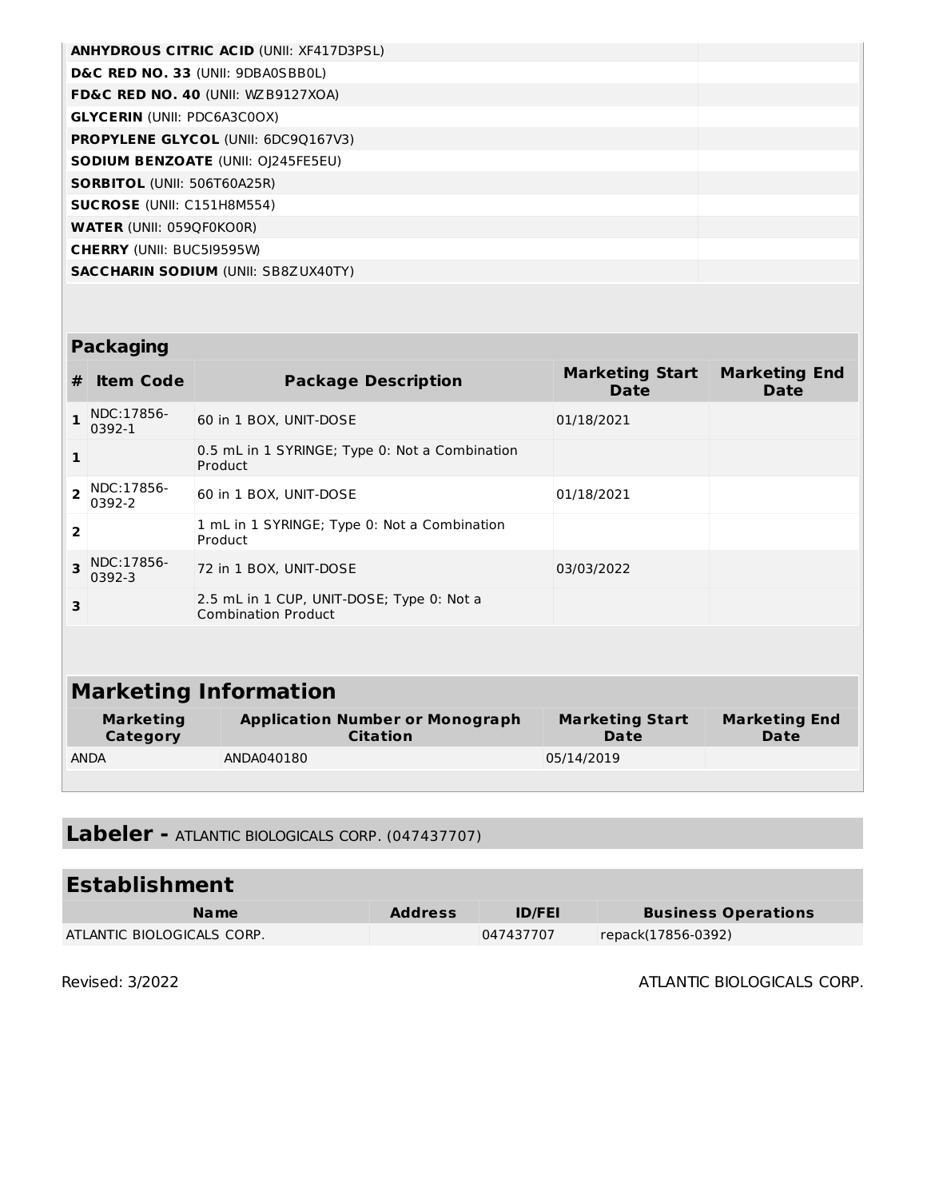| | |
|---|---|
| **ANHYDROUS CITRIC ACID** (UNII: XF417D3PSL) | |
| **D&C RED NO. 33** (UNII: 9DBA0SBB0L) | |
| **FD&C RED NO. 40** (UNII: WZB9127XOA) | |
| **GLYCERIN** (UNII: PDC6A3C0OX) | |
| **PROPYLENE GLYCOL** (UNII: 6DC9Q167V3) | |
| **SODIUM BENZOATE** (UNII: OJ245FE5EU) | |
| **SORBITOL** (UNII: 506T60A25R) | |
| **SUCROSE** (UNII: C151H8M554) | |
| **WATER** (UNII: 059QF0KO0R) | |
| **CHERRY** (UNII: BUC5I9595W) | |
| **SACCHARIN SODIUM** (UNII: SB8ZUX40TY) | |

## Packaging

| # | Item Code | Package Description | Marketing Start Date | Marketing End Date |
|---|---|---|---|---|
| 1 | NDC:17856-0392-1 | 60 in 1 BOX, UNIT-DOSE | 01/18/2021 | |
| 1 | | 0.5 mL in 1 SYRINGE; Type 0: Not a Combination Product | | |
| 2 | NDC:17856-0392-2 | 60 in 1 BOX, UNIT-DOSE | 01/18/2021 | |
| 2 | | 1 mL in 1 SYRINGE; Type 0: Not a Combination Product | | |
| 3 | NDC:17856-0392-3 | 72 in 1 BOX, UNIT-DOSE | 03/03/2022 | |
| 3 | | 2.5 mL in 1 CUP, UNIT-DOSE; Type 0: Not a Combination Product | | |

## Marketing Information

| Marketing Category | Application Number or Monograph Citation | Marketing Start Date | Marketing End Date |
|---|---|---|---|
| ANDA | ANDA040180 | 05/14/2019 | |

## Labeler - ATLANTIC BIOLOGICALS CORP. (047437707)

## Establishment

| Name | Address | ID/FEI | Business Operations |
|---|---|---|---|
| ATLANTIC BIOLOGICALS CORP. | | 047437707 | repack(17856-0392) |

Revised: 3/2022

ATLANTIC BIOLOGICALS CORP.